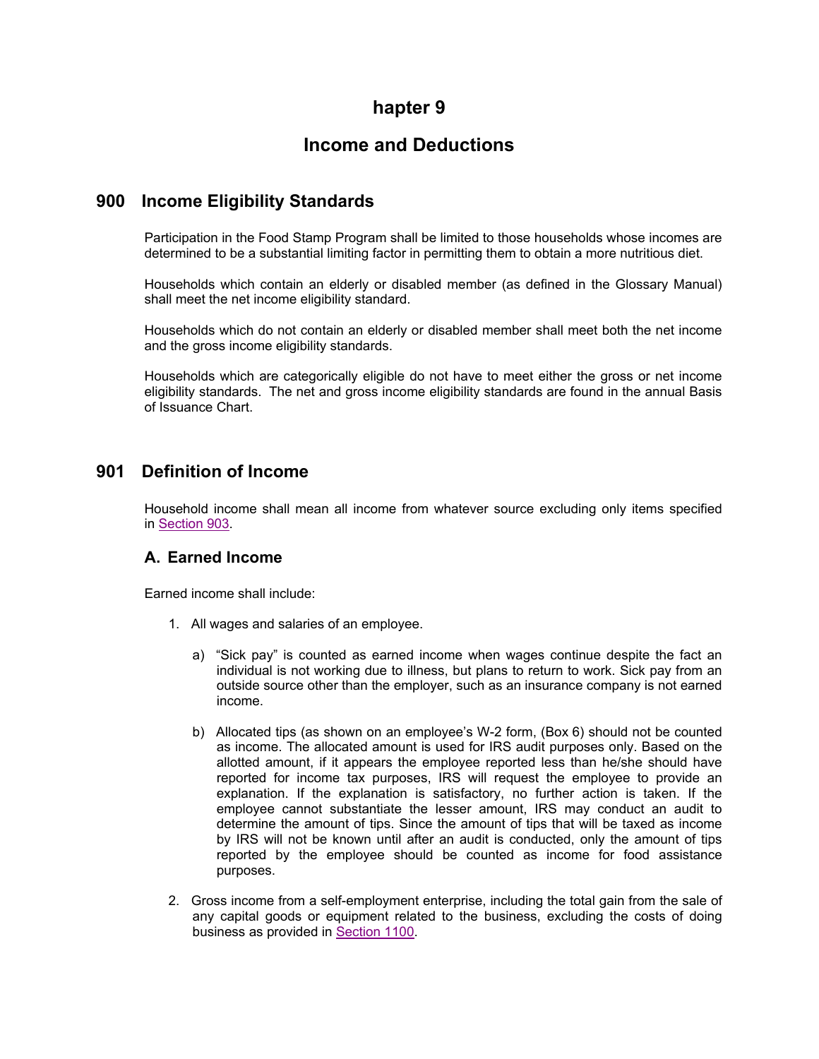# hapter 9

# Income and Deductions

## 900 Income Eligibility Standards

Participation in the Food Stamp Program shall be limited to those households whose incomes are determined to be a substantial limiting factor in permitting them to obtain a more nutritious diet.

Households which contain an elderly or disabled member (as defined in the Glossary Manual) shall meet the net income eligibility standard.

Households which do not contain an elderly or disabled member shall meet both the net income and the gross income eligibility standards.

Households which are categorically eligible do not have to meet either the gross or net income eligibility standards. The net and gross income eligibility standards are found in the annual Basis of Issuance Chart.

## 901 Definition of Income

Household income shall mean all income from whatever source excluding only items specified in Section 903.

### A. Earned Income

Earned income shall include:

1. All wages and salaries of an employee.

   a) "Sick pay" is counted as earned income when wages continue despite the fact an individual is not working due to illness, but plans to return to work. Sick pay from an outside source other than the employer, such as an insurance company is not earned income.

   b) Allocated tips (as shown on an employee's W-2 form, (Box 6) should not be counted as income. The allocated amount is used for IRS audit purposes only. Based on the allotted amount, if it appears the employee reported less than he/she should have reported for income tax purposes, IRS will request the employee to provide an explanation. If the explanation is satisfactory, no further action is taken. If the employee cannot substantiate the lesser amount, IRS may conduct an audit to determine the amount of tips. Since the amount of tips that will be taxed as income by IRS will not be known until after an audit is conducted, only the amount of tips reported by the employee should be counted as income for food assistance purposes.

2. Gross income from a self-employment enterprise, including the total gain from the sale of any capital goods or equipment related to the business, excluding the costs of doing business as provided in Section 1100.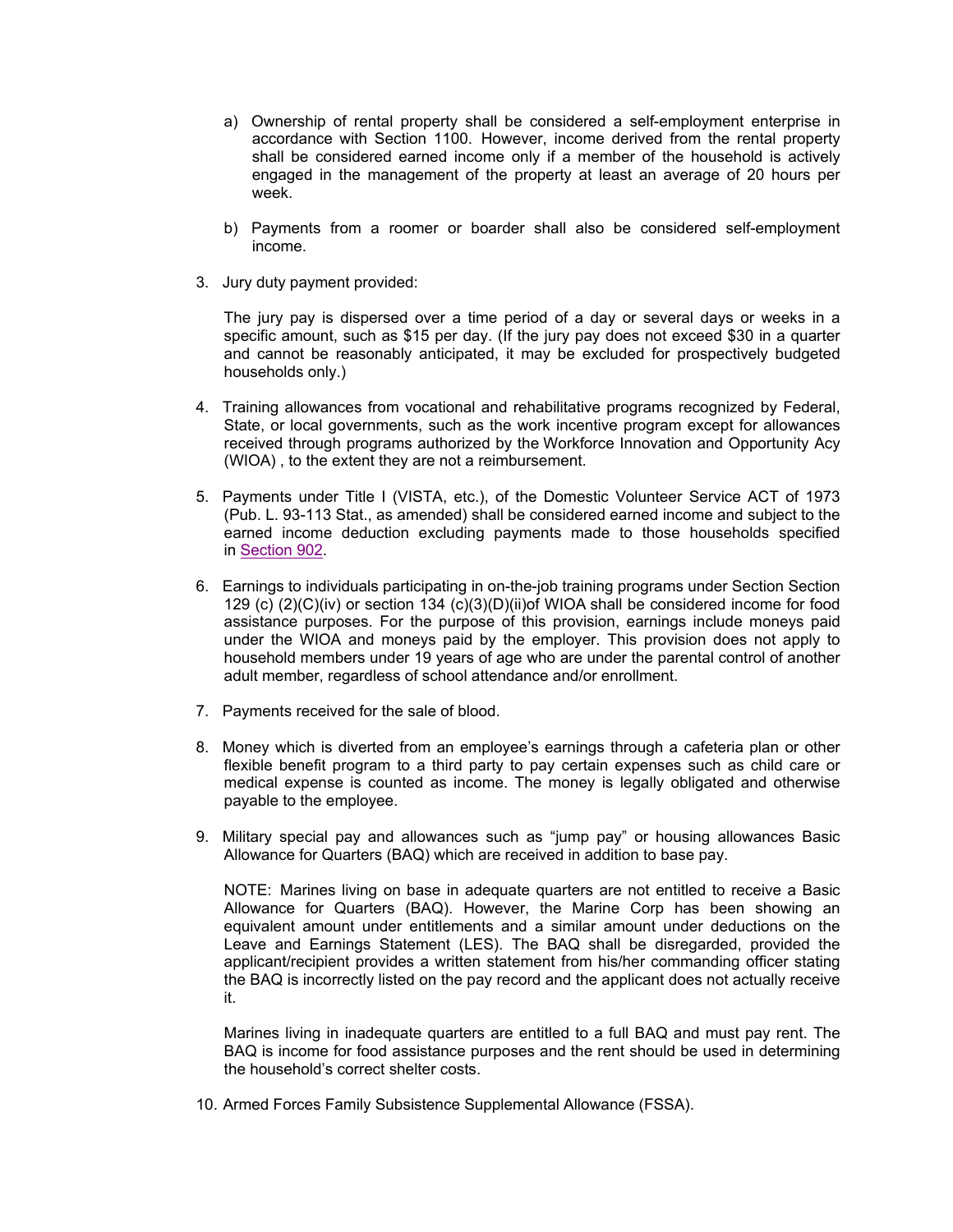a) Ownership of rental property shall be considered a self-employment enterprise in accordance with Section 1100. However, income derived from the rental property shall be considered earned income only if a member of the household is actively engaged in the management of the property at least an average of 20 hours per week.

b) Payments from a roomer or boarder shall also be considered self-employment income.

3. Jury duty payment provided:

   The jury pay is dispersed over a time period of a day or several days or weeks in a specific amount, such as $15 per day. (If the jury pay does not exceed $30 in a quarter and cannot be reasonably anticipated, it may be excluded for prospectively budgeted households only.)

4. Training allowances from vocational and rehabilitative programs recognized by Federal, State, or local governments, such as the work incentive program except for allowances received through programs authorized by the Workforce Innovation and Opportunity Acy (WIOA) , to the extent they are not a reimbursement.

5. Payments under Title I (VISTA, etc.), of the Domestic Volunteer Service ACT of 1973 (Pub. L. 93-113 Stat., as amended) shall be considered earned income and subject to the earned income deduction excluding payments made to those households specified in Section 902.

6. Earnings to individuals participating in on-the-job training programs under Section Section 129 (c) (2)(C)(iv) or section 134 (c)(3)(D)(ii)of WIOA shall be considered income for food assistance purposes. For the purpose of this provision, earnings include moneys paid under the WIOA and moneys paid by the employer. This provision does not apply to household members under 19 years of age who are under the parental control of another adult member, regardless of school attendance and/or enrollment.

7. Payments received for the sale of blood.

8. Money which is diverted from an employee's earnings through a cafeteria plan or other flexible benefit program to a third party to pay certain expenses such as child care or medical expense is counted as income. The money is legally obligated and otherwise payable to the employee.

9. Military special pay and allowances such as "jump pay" or housing allowances Basic Allowance for Quarters (BAQ) which are received in addition to base pay.

   NOTE: Marines living on base in adequate quarters are not entitled to receive a Basic Allowance for Quarters (BAQ). However, the Marine Corp has been showing an equivalent amount under entitlements and a similar amount under deductions on the Leave and Earnings Statement (LES). The BAQ shall be disregarded, provided the applicant/recipient provides a written statement from his/her commanding officer stating the BAQ is incorrectly listed on the pay record and the applicant does not actually receive it.

   Marines living in inadequate quarters are entitled to a full BAQ and must pay rent. The BAQ is income for food assistance purposes and the rent should be used in determining the household's correct shelter costs.

10. Armed Forces Family Subsistence Supplemental Allowance (FSSA).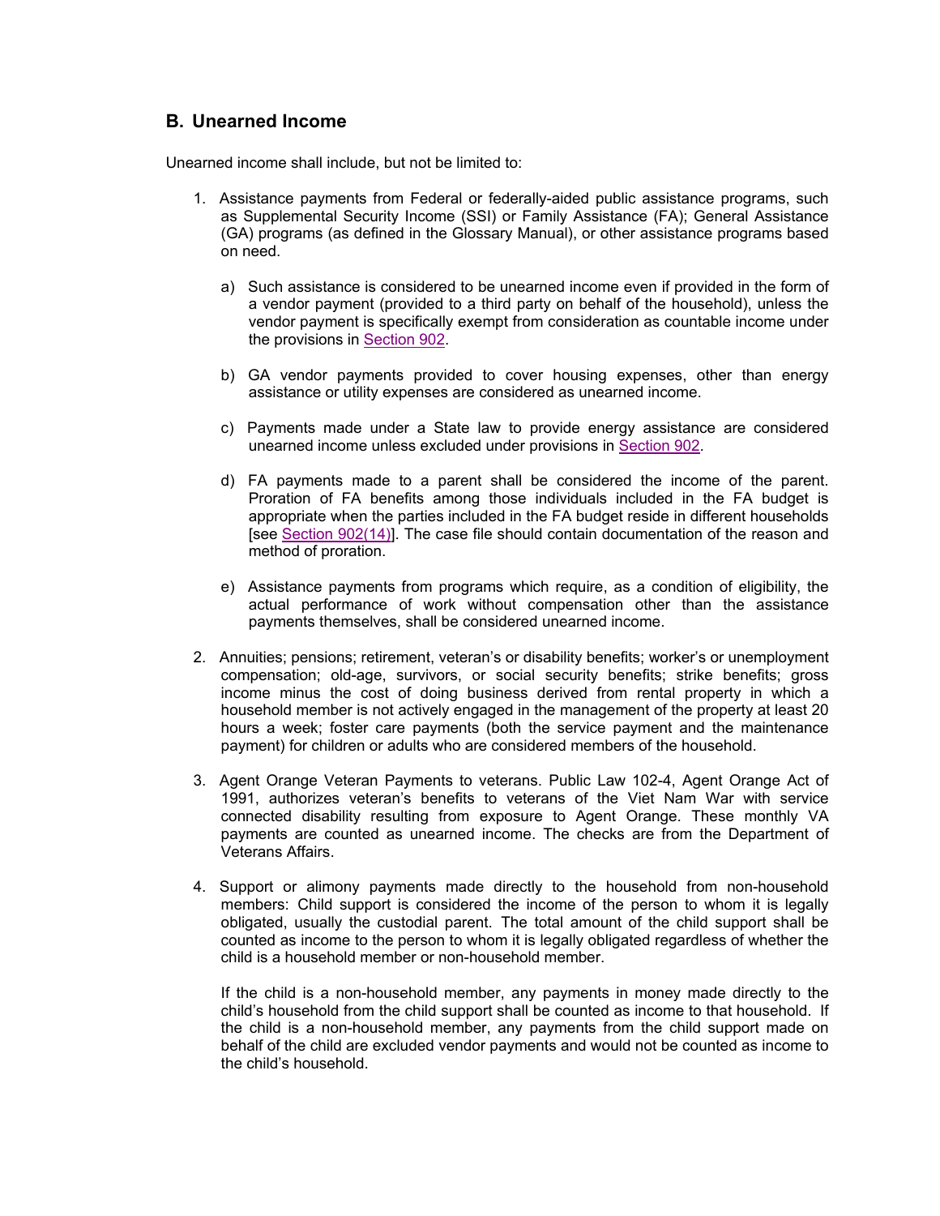## B. Unearned Income

Unearned income shall include, but not be limited to:

1. Assistance payments from Federal or federally-aided public assistance programs, such as Supplemental Security Income (SSI) or Family Assistance (FA); General Assistance (GA) programs (as defined in the Glossary Manual), or other assistance programs based on need.

   a) Such assistance is considered to be unearned income even if provided in the form of a vendor payment (provided to a third party on behalf of the household), unless the vendor payment is specifically exempt from consideration as countable income under the provisions in Section 902.

   b) GA vendor payments provided to cover housing expenses, other than energy assistance or utility expenses are considered as unearned income.

   c) Payments made under a State law to provide energy assistance are considered unearned income unless excluded under provisions in Section 902.

   d) FA payments made to a parent shall be considered the income of the parent. Proration of FA benefits among those individuals included in the FA budget is appropriate when the parties included in the FA budget reside in different households [see Section 902(14)]. The case file should contain documentation of the reason and method of proration.

   e) Assistance payments from programs which require, as a condition of eligibility, the actual performance of work without compensation other than the assistance payments themselves, shall be considered unearned income.

2. Annuities; pensions; retirement, veteran's or disability benefits; worker's or unemployment compensation; old-age, survivors, or social security benefits; strike benefits; gross income minus the cost of doing business derived from rental property in which a household member is not actively engaged in the management of the property at least 20 hours a week; foster care payments (both the service payment and the maintenance payment) for children or adults who are considered members of the household.

3. Agent Orange Veteran Payments to veterans. Public Law 102-4, Agent Orange Act of 1991, authorizes veteran's benefits to veterans of the Viet Nam War with service connected disability resulting from exposure to Agent Orange. These monthly VA payments are counted as unearned income. The checks are from the Department of Veterans Affairs.

4. Support or alimony payments made directly to the household from non-household members: Child support is considered the income of the person to whom it is legally obligated, usually the custodial parent. The total amount of the child support shall be counted as income to the person to whom it is legally obligated regardless of whether the child is a household member or non-household member.

   If the child is a non-household member, any payments in money made directly to the child's household from the child support shall be counted as income to that household. If the child is a non-household member, any payments from the child support made on behalf of the child are excluded vendor payments and would not be counted as income to the child's household.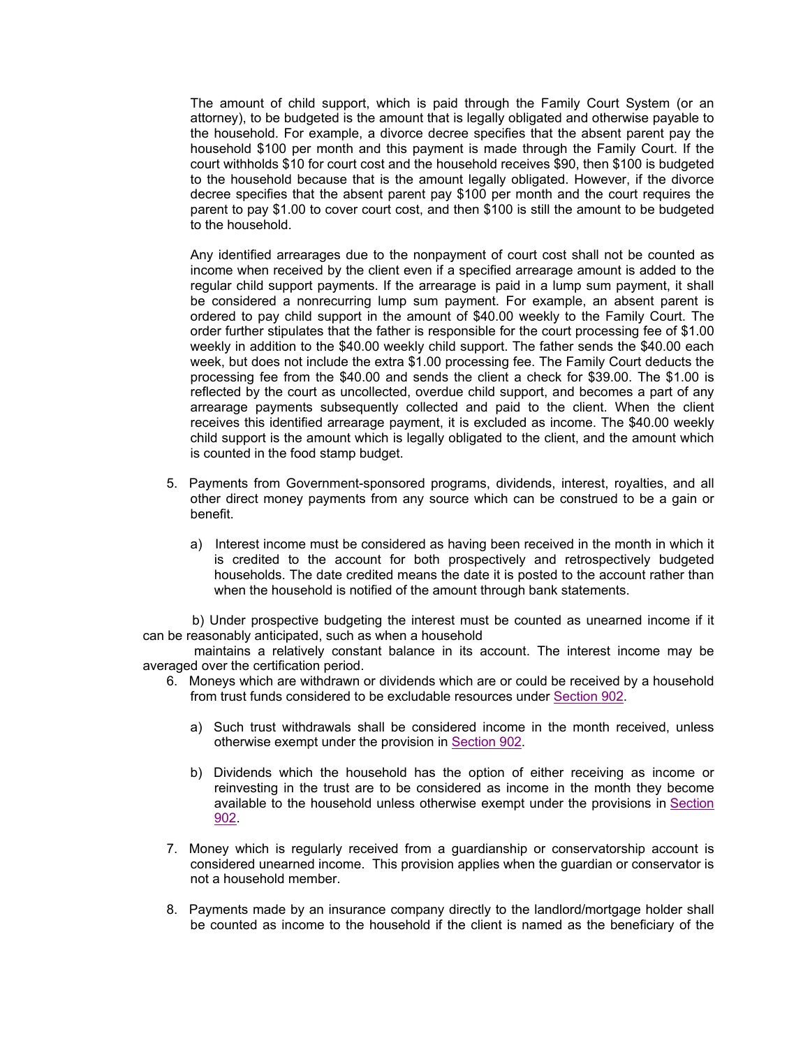The amount of child support, which is paid through the Family Court System (or an attorney), to be budgeted is the amount that is legally obligated and otherwise payable to the household. For example, a divorce decree specifies that the absent parent pay the household $100 per month and this payment is made through the Family Court. If the court withholds $10 for court cost and the household receives $90, then $100 is budgeted to the household because that is the amount legally obligated. However, if the divorce decree specifies that the absent parent pay $100 per month and the court requires the parent to pay $1.00 to cover court cost, and then $100 is still the amount to be budgeted to the household.

Any identified arrearages due to the nonpayment of court cost shall not be counted as income when received by the client even if a specified arrearage amount is added to the regular child support payments. If the arrearage is paid in a lump sum payment, it shall be considered a nonrecurring lump sum payment. For example, an absent parent is ordered to pay child support in the amount of $40.00 weekly to the Family Court. The order further stipulates that the father is responsible for the court processing fee of $1.00 weekly in addition to the $40.00 weekly child support. The father sends the $40.00 each week, but does not include the extra $1.00 processing fee. The Family Court deducts the processing fee from the $40.00 and sends the client a check for $39.00. The $1.00 is reflected by the court as uncollected, overdue child support, and becomes a part of any arrearage payments subsequently collected and paid to the client. When the client receives this identified arrearage payment, it is excluded as income. The $40.00 weekly child support is the amount which is legally obligated to the client, and the amount which is counted in the food stamp budget.

5. Payments from Government-sponsored programs, dividends, interest, royalties, and all other direct money payments from any source which can be construed to be a gain or benefit.

   a) Interest income must be considered as having been received in the month in which it is credited to the account for both prospectively and retrospectively budgeted households. The date credited means the date it is posted to the account rather than when the household is notified of the amount through bank statements.

   b) Under prospective budgeting the interest must be counted as unearned income if it can be reasonably anticipated, such as when a household maintains a relatively constant balance in its account. The interest income may be averaged over the certification period.

6. Moneys which are withdrawn or dividends which are or could be received by a household from trust funds considered to be excludable resources under Section 902.

   a) Such trust withdrawals shall be considered income in the month received, unless otherwise exempt under the provision in Section 902.

   b) Dividends which the household has the option of either receiving as income or reinvesting in the trust are to be considered as income in the month they become available to the household unless otherwise exempt under the provisions in Section 902.

7. Money which is regularly received from a guardianship or conservatorship account is considered unearned income. This provision applies when the guardian or conservator is not a household member.

8. Payments made by an insurance company directly to the landlord/mortgage holder shall be counted as income to the household if the client is named as the beneficiary of the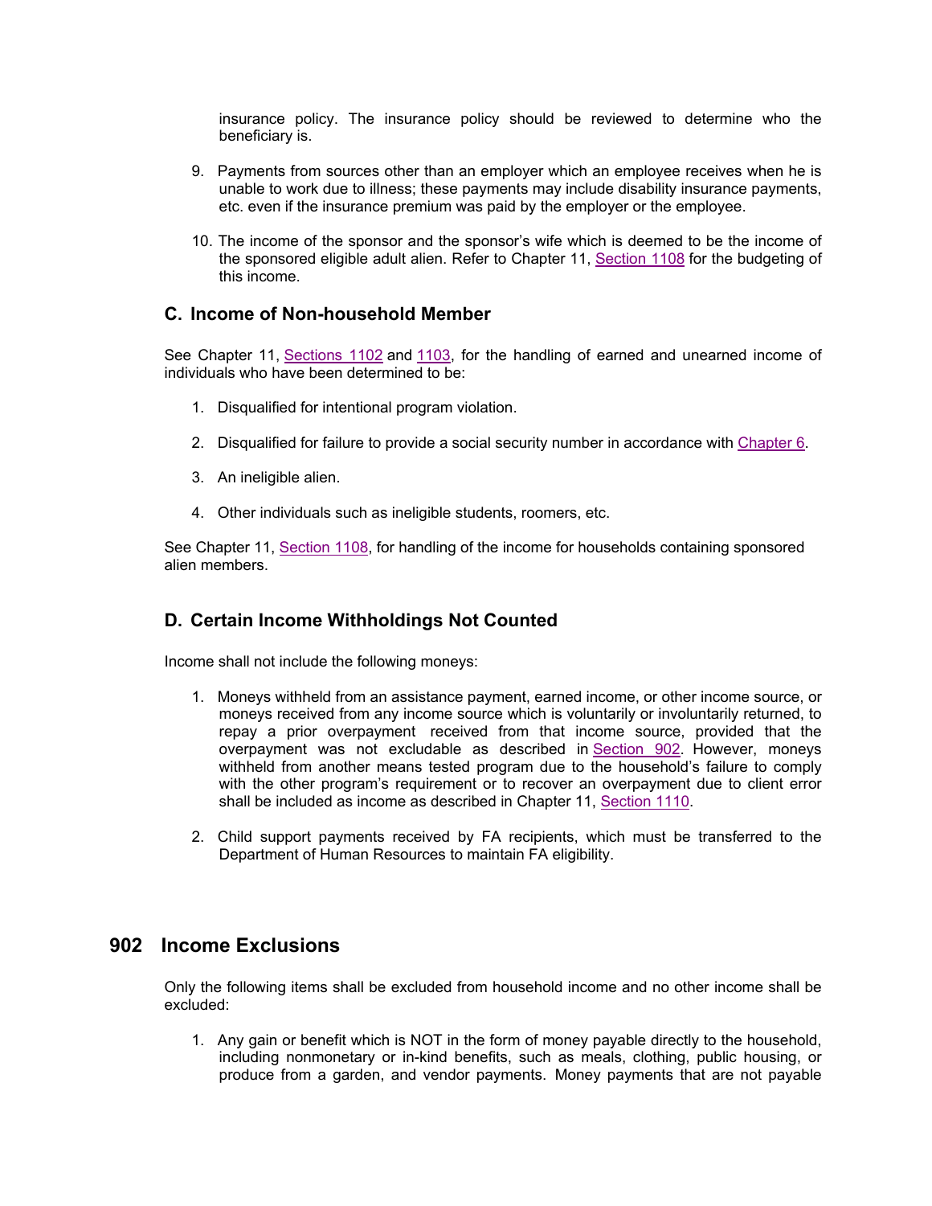insurance policy. The insurance policy should be reviewed to determine who the beneficiary is.

9. Payments from sources other than an employer which an employee receives when he is unable to work due to illness; these payments may include disability insurance payments, etc. even if the insurance premium was paid by the employer or the employee.

10. The income of the sponsor and the sponsor's wife which is deemed to be the income of the sponsored eligible adult alien. Refer to Chapter 11, Section 1108 for the budgeting of this income.

### C. Income of Non-household Member

See Chapter 11, Sections 1102 and 1103, for the handling of earned and unearned income of individuals who have been determined to be:

1. Disqualified for intentional program violation.

2. Disqualified for failure to provide a social security number in accordance with Chapter 6.

3. An ineligible alien.

4. Other individuals such as ineligible students, roomers, etc.

See Chapter 11, Section 1108, for handling of the income for households containing sponsored alien members.

### D. Certain Income Withholdings Not Counted

Income shall not include the following moneys:

1. Moneys withheld from an assistance payment, earned income, or other income source, or moneys received from any income source which is voluntarily or involuntarily returned, to repay a prior overpayment received from that income source, provided that the overpayment was not excludable as described in Section 902. However, moneys withheld from another means tested program due to the household's failure to comply with the other program's requirement or to recover an overpayment due to client error shall be included as income as described in Chapter 11, Section 1110.

2. Child support payments received by FA recipients, which must be transferred to the Department of Human Resources to maintain FA eligibility.

## 902 Income Exclusions

Only the following items shall be excluded from household income and no other income shall be excluded:

1. Any gain or benefit which is NOT in the form of money payable directly to the household, including nonmonetary or in-kind benefits, such as meals, clothing, public housing, or produce from a garden, and vendor payments. Money payments that are not payable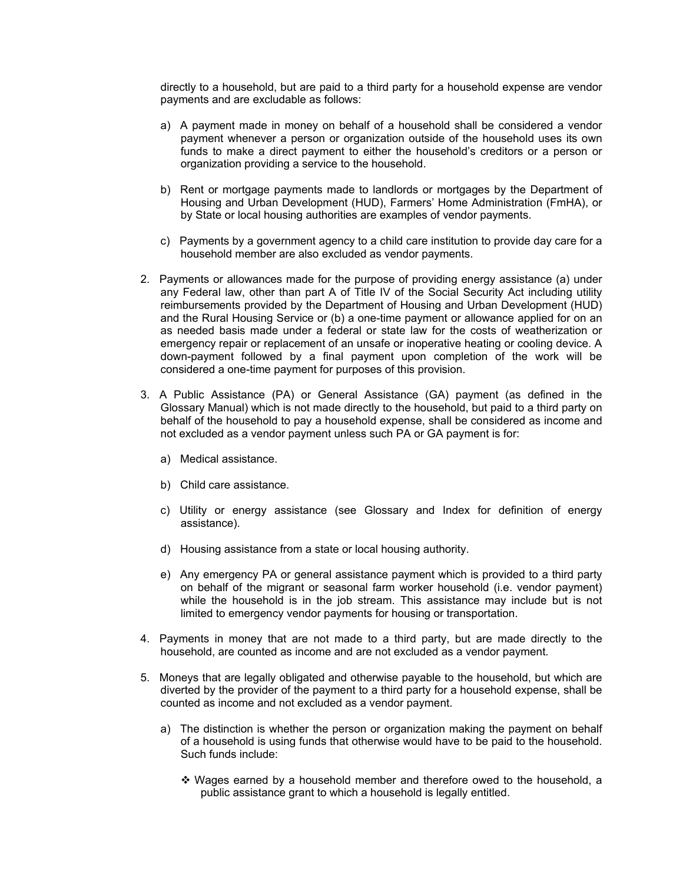directly to a household, but are paid to a third party for a household expense are vendor payments and are excludable as follows:

a) A payment made in money on behalf of a household shall be considered a vendor payment whenever a person or organization outside of the household uses its own funds to make a direct payment to either the household's creditors or a person or organization providing a service to the household.

b) Rent or mortgage payments made to landlords or mortgages by the Department of Housing and Urban Development (HUD), Farmers' Home Administration (FmHA), or by State or local housing authorities are examples of vendor payments.

c) Payments by a government agency to a child care institution to provide day care for a household member are also excluded as vendor payments.

2. Payments or allowances made for the purpose of providing energy assistance (a) under any Federal law, other than part A of Title IV of the Social Security Act including utility reimbursements provided by the Department of Housing and Urban Development (HUD) and the Rural Housing Service or (b) a one-time payment or allowance applied for on an as needed basis made under a federal or state law for the costs of weatherization or emergency repair or replacement of an unsafe or inoperative heating or cooling device. A down-payment followed by a final payment upon completion of the work will be considered a one-time payment for purposes of this provision.

3. A Public Assistance (PA) or General Assistance (GA) payment (as defined in the Glossary Manual) which is not made directly to the household, but paid to a third party on behalf of the household to pay a household expense, shall be considered as income and not excluded as a vendor payment unless such PA or GA payment is for:

   a) Medical assistance.

   b) Child care assistance.

   c) Utility or energy assistance (see Glossary and Index for definition of energy assistance).

   d) Housing assistance from a state or local housing authority.

   e) Any emergency PA or general assistance payment which is provided to a third party on behalf of the migrant or seasonal farm worker household (i.e. vendor payment) while the household is in the job stream. This assistance may include but is not limited to emergency vendor payments for housing or transportation.

4. Payments in money that are not made to a third party, but are made directly to the household, are counted as income and are not excluded as a vendor payment.

5. Moneys that are legally obligated and otherwise payable to the household, but which are diverted by the provider of the payment to a third party for a household expense, shall be counted as income and not excluded as a vendor payment.

   a) The distinction is whether the person or organization making the payment on behalf of a household is using funds that otherwise would have to be paid to the household. Such funds include:

      - Wages earned by a household member and therefore owed to the household, a public assistance grant to which a household is legally entitled.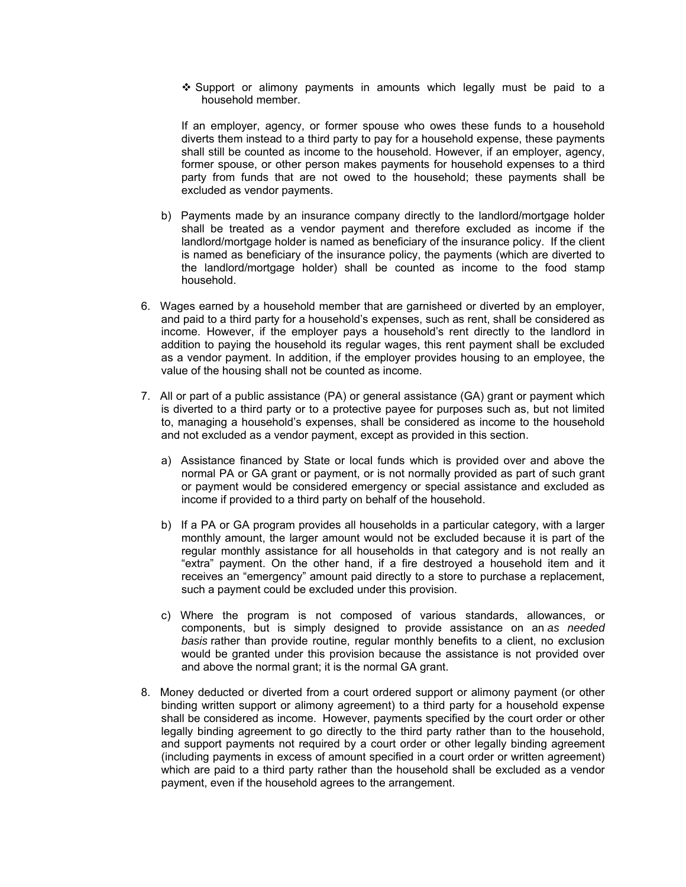- ❖ Support or alimony payments in amounts which legally must be paid to a household member.

  If an employer, agency, or former spouse who owes these funds to a household diverts them instead to a third party to pay for a household expense, these payments shall still be counted as income to the household. However, if an employer, agency, former spouse, or other person makes payments for household expenses to a third party from funds that are not owed to the household; these payments shall be excluded as vendor payments.

b) Payments made by an insurance company directly to the landlord/mortgage holder shall be treated as a vendor payment and therefore excluded as income if the landlord/mortgage holder is named as beneficiary of the insurance policy. If the client is named as beneficiary of the insurance policy, the payments (which are diverted to the landlord/mortgage holder) shall be counted as income to the food stamp household.

6. Wages earned by a household member that are garnisheed or diverted by an employer, and paid to a third party for a household's expenses, such as rent, shall be considered as income. However, if the employer pays a household's rent directly to the landlord in addition to paying the household its regular wages, this rent payment shall be excluded as a vendor payment. In addition, if the employer provides housing to an employee, the value of the housing shall not be counted as income.

7. All or part of a public assistance (PA) or general assistance (GA) grant or payment which is diverted to a third party or to a protective payee for purposes such as, but not limited to, managing a household's expenses, shall be considered as income to the household and not excluded as a vendor payment, except as provided in this section.

   a) Assistance financed by State or local funds which is provided over and above the normal PA or GA grant or payment, or is not normally provided as part of such grant or payment would be considered emergency or special assistance and excluded as income if provided to a third party on behalf of the household.

   b) If a PA or GA program provides all households in a particular category, with a larger monthly amount, the larger amount would not be excluded because it is part of the regular monthly assistance for all households in that category and is not really an "extra" payment. On the other hand, if a fire destroyed a household item and it receives an "emergency" amount paid directly to a store to purchase a replacement, such a payment could be excluded under this provision.

   c) Where the program is not composed of various standards, allowances, or components, but is simply designed to provide assistance on an *as needed basis* rather than provide routine, regular monthly benefits to a client, no exclusion would be granted under this provision because the assistance is not provided over and above the normal grant; it is the normal GA grant.

8. Money deducted or diverted from a court ordered support or alimony payment (or other binding written support or alimony agreement) to a third party for a household expense shall be considered as income. However, payments specified by the court order or other legally binding agreement to go directly to the third party rather than to the household, and support payments not required by a court order or other legally binding agreement (including payments in excess of amount specified in a court order or written agreement) which are paid to a third party rather than the household shall be excluded as a vendor payment, even if the household agrees to the arrangement.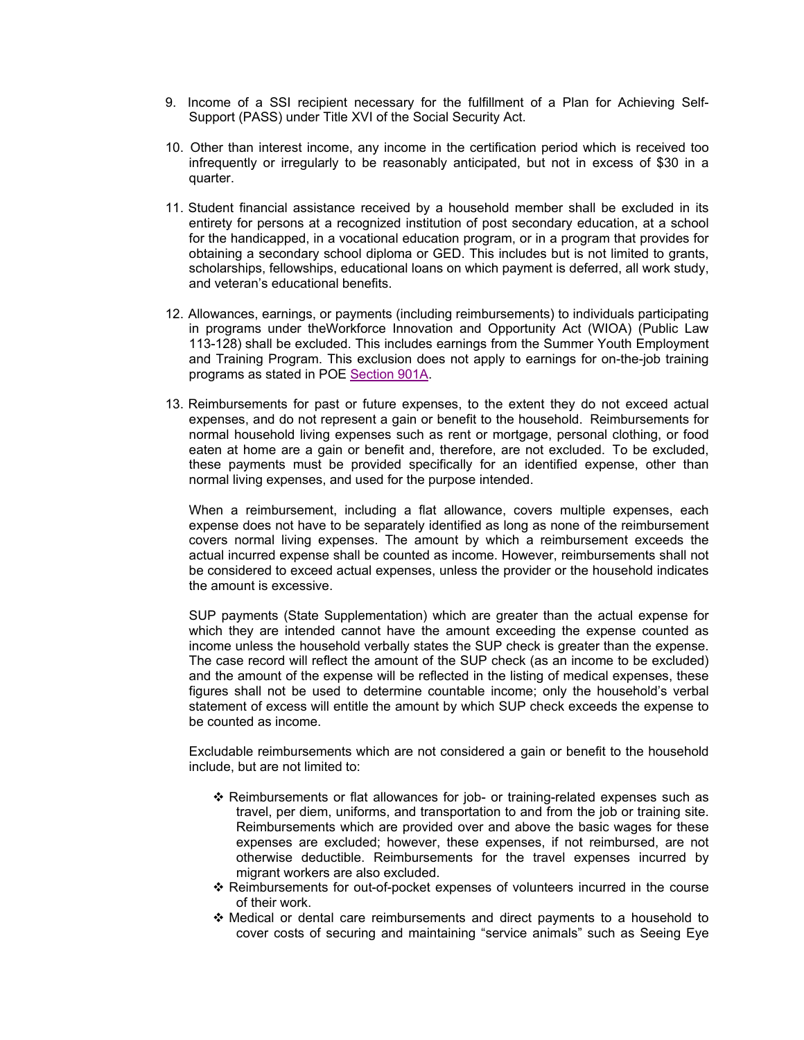9. Income of a SSI recipient necessary for the fulfillment of a Plan for Achieving Self-Support (PASS) under Title XVI of the Social Security Act.

10. Other than interest income, any income in the certification period which is received too infrequently or irregularly to be reasonably anticipated, but not in excess of $30 in a quarter.

11. Student financial assistance received by a household member shall be excluded in its entirety for persons at a recognized institution of post secondary education, at a school for the handicapped, in a vocational education program, or in a program that provides for obtaining a secondary school diploma or GED. This includes but is not limited to grants, scholarships, fellowships, educational loans on which payment is deferred, all work study, and veteran's educational benefits.

12. Allowances, earnings, or payments (including reimbursements) to individuals participating in programs under theWorkforce Innovation and Opportunity Act (WIOA) (Public Law 113-128) shall be excluded. This includes earnings from the Summer Youth Employment and Training Program. This exclusion does not apply to earnings for on-the-job training programs as stated in POE Section 901A.

13. Reimbursements for past or future expenses, to the extent they do not exceed actual expenses, and do not represent a gain or benefit to the household. Reimbursements for normal household living expenses such as rent or mortgage, personal clothing, or food eaten at home are a gain or benefit and, therefore, are not excluded. To be excluded, these payments must be provided specifically for an identified expense, other than normal living expenses, and used for the purpose intended.

    When a reimbursement, including a flat allowance, covers multiple expenses, each expense does not have to be separately identified as long as none of the reimbursement covers normal living expenses. The amount by which a reimbursement exceeds the actual incurred expense shall be counted as income. However, reimbursements shall not be considered to exceed actual expenses, unless the provider or the household indicates the amount is excessive.

    SUP payments (State Supplementation) which are greater than the actual expense for which they are intended cannot have the amount exceeding the expense counted as income unless the household verbally states the SUP check is greater than the expense. The case record will reflect the amount of the SUP check (as an income to be excluded) and the amount of the expense will be reflected in the listing of medical expenses, these figures shall not be used to determine countable income; only the household's verbal statement of excess will entitle the amount by which SUP check exceeds the expense to be counted as income.

    Excludable reimbursements which are not considered a gain or benefit to the household include, but are not limited to:

    - ❖ Reimbursements or flat allowances for job- or training-related expenses such as travel, per diem, uniforms, and transportation to and from the job or training site. Reimbursements which are provided over and above the basic wages for these expenses are excluded; however, these expenses, if not reimbursed, are not otherwise deductible. Reimbursements for the travel expenses incurred by migrant workers are also excluded.
    - ❖ Reimbursements for out-of-pocket expenses of volunteers incurred in the course of their work.
    - ❖ Medical or dental care reimbursements and direct payments to a household to cover costs of securing and maintaining "service animals" such as Seeing Eye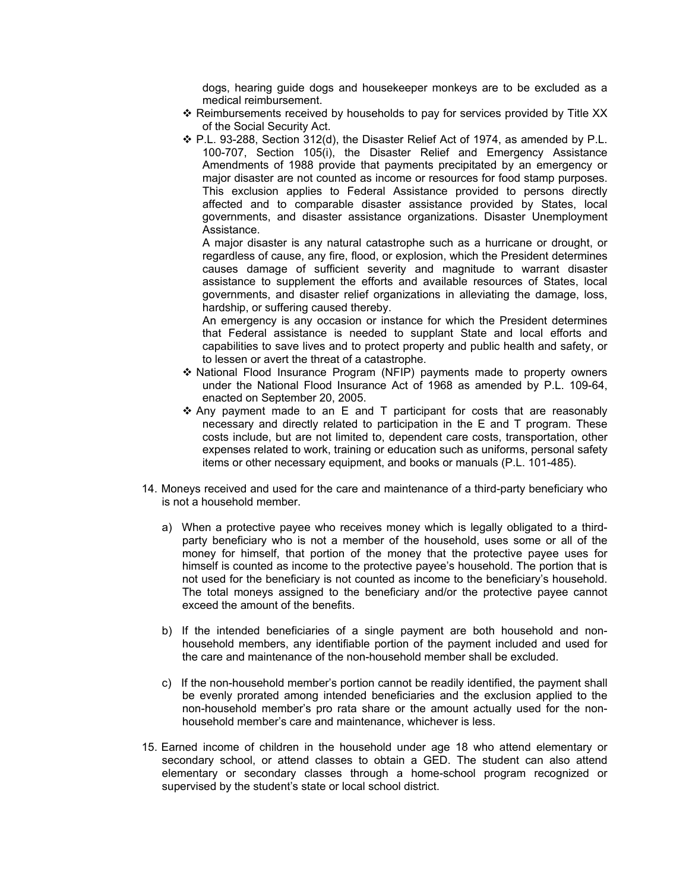dogs, hearing guide dogs and housekeeper monkeys are to be excluded as a medical reimbursement.

- ❖ Reimbursements received by households to pay for services provided by Title XX of the Social Security Act.
- ❖ P.L. 93-288, Section 312(d), the Disaster Relief Act of 1974, as amended by P.L. 100-707, Section 105(i), the Disaster Relief and Emergency Assistance Amendments of 1988 provide that payments precipitated by an emergency or major disaster are not counted as income or resources for food stamp purposes. This exclusion applies to Federal Assistance provided to persons directly affected and to comparable disaster assistance provided by States, local governments, and disaster assistance organizations. Disaster Unemployment Assistance.

  A major disaster is any natural catastrophe such as a hurricane or drought, or regardless of cause, any fire, flood, or explosion, which the President determines causes damage of sufficient severity and magnitude to warrant disaster assistance to supplement the efforts and available resources of States, local governments, and disaster relief organizations in alleviating the damage, loss, hardship, or suffering caused thereby.

  An emergency is any occasion or instance for which the President determines that Federal assistance is needed to supplant State and local efforts and capabilities to save lives and to protect property and public health and safety, or to lessen or avert the threat of a catastrophe.
- ❖ National Flood Insurance Program (NFIP) payments made to property owners under the National Flood Insurance Act of 1968 as amended by P.L. 109-64, enacted on September 20, 2005.
- ❖ Any payment made to an E and T participant for costs that are reasonably necessary and directly related to participation in the E and T program. These costs include, but are not limited to, dependent care costs, transportation, other expenses related to work, training or education such as uniforms, personal safety items or other necessary equipment, and books or manuals (P.L. 101-485).

14. Moneys received and used for the care and maintenance of a third-party beneficiary who is not a household member.

    a) When a protective payee who receives money which is legally obligated to a third-party beneficiary who is not a member of the household, uses some or all of the money for himself, that portion of the money that the protective payee uses for himself is counted as income to the protective payee's household. The portion that is not used for the beneficiary is not counted as income to the beneficiary's household. The total moneys assigned to the beneficiary and/or the protective payee cannot exceed the amount of the benefits.

    b) If the intended beneficiaries of a single payment are both household and non-household members, any identifiable portion of the payment included and used for the care and maintenance of the non-household member shall be excluded.

    c) If the non-household member's portion cannot be readily identified, the payment shall be evenly prorated among intended beneficiaries and the exclusion applied to the non-household member's pro rata share or the amount actually used for the non-household member's care and maintenance, whichever is less.

15. Earned income of children in the household under age 18 who attend elementary or secondary school, or attend classes to obtain a GED. The student can also attend elementary or secondary classes through a home-school program recognized or supervised by the student's state or local school district.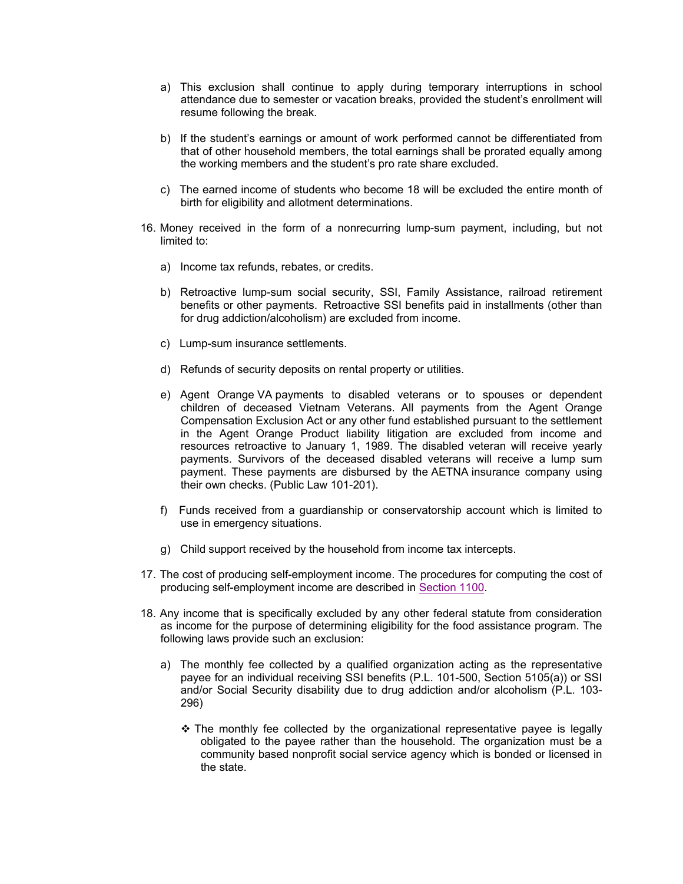a) This exclusion shall continue to apply during temporary interruptions in school attendance due to semester or vacation breaks, provided the student's enrollment will resume following the break.

b) If the student's earnings or amount of work performed cannot be differentiated from that of other household members, the total earnings shall be prorated equally among the working members and the student's pro rate share excluded.

c) The earned income of students who become 18 will be excluded the entire month of birth for eligibility and allotment determinations.

16. Money received in the form of a nonrecurring lump-sum payment, including, but not limited to:

    a) Income tax refunds, rebates, or credits.

    b) Retroactive lump-sum social security, SSI, Family Assistance, railroad retirement benefits or other payments. Retroactive SSI benefits paid in installments (other than for drug addiction/alcoholism) are excluded from income.

    c) Lump-sum insurance settlements.

    d) Refunds of security deposits on rental property or utilities.

    e) Agent Orange VA payments to disabled veterans or to spouses or dependent children of deceased Vietnam Veterans. All payments from the Agent Orange Compensation Exclusion Act or any other fund established pursuant to the settlement in the Agent Orange Product liability litigation are excluded from income and resources retroactive to January 1, 1989. The disabled veteran will receive yearly payments. Survivors of the deceased disabled veterans will receive a lump sum payment. These payments are disbursed by the AETNA insurance company using their own checks. (Public Law 101-201).

    f) Funds received from a guardianship or conservatorship account which is limited to use in emergency situations.

    g) Child support received by the household from income tax intercepts.

17. The cost of producing self-employment income. The procedures for computing the cost of producing self-employment income are described in Section 1100.

18. Any income that is specifically excluded by any other federal statute from consideration as income for the purpose of determining eligibility for the food assistance program. The following laws provide such an exclusion:

    a) The monthly fee collected by a qualified organization acting as the representative payee for an individual receiving SSI benefits (P.L. 101-500, Section 5105(a)) or SSI and/or Social Security disability due to drug addiction and/or alcoholism (P.L. 103-296)

        - ❖ The monthly fee collected by the organizational representative payee is legally obligated to the payee rather than the household. The organization must be a community based nonprofit social service agency which is bonded or licensed in the state.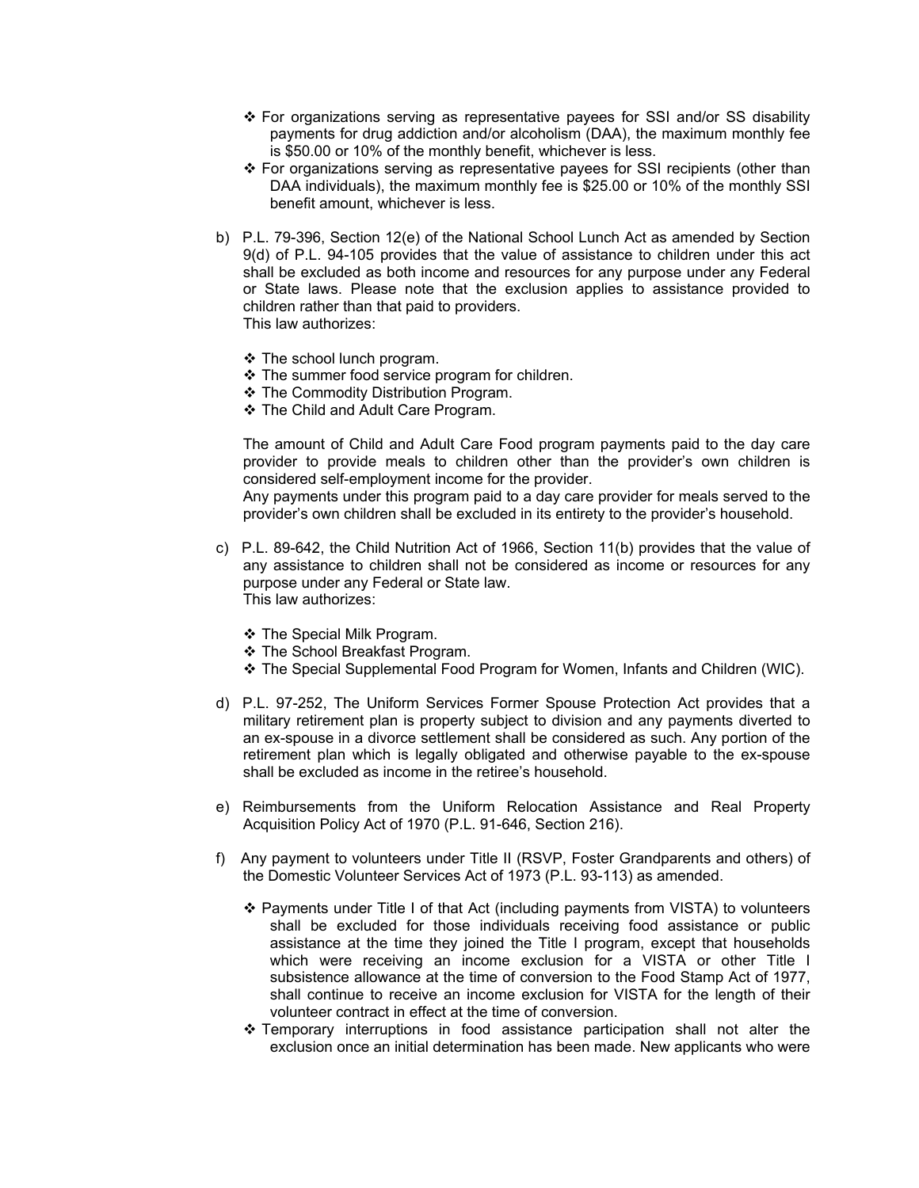- ❖ For organizations serving as representative payees for SSI and/or SS disability payments for drug addiction and/or alcoholism (DAA), the maximum monthly fee is $50.00 or 10% of the monthly benefit, whichever is less.
- ❖ For organizations serving as representative payees for SSI recipients (other than DAA individuals), the maximum monthly fee is $25.00 or 10% of the monthly SSI benefit amount, whichever is less.

b) P.L. 79-396, Section 12(e) of the National School Lunch Act as amended by Section 9(d) of P.L. 94-105 provides that the value of assistance to children under this act shall be excluded as both income and resources for any purpose under any Federal or State laws. Please note that the exclusion applies to assistance provided to children rather than that paid to providers.
This law authorizes:

- ❖ The school lunch program.
- ❖ The summer food service program for children.
- ❖ The Commodity Distribution Program.
- ❖ The Child and Adult Care Program.

The amount of Child and Adult Care Food program payments paid to the day care provider to provide meals to children other than the provider's own children is considered self-employment income for the provider.
Any payments under this program paid to a day care provider for meals served to the provider's own children shall be excluded in its entirety to the provider's household.

c) P.L. 89-642, the Child Nutrition Act of 1966, Section 11(b) provides that the value of any assistance to children shall not be considered as income or resources for any purpose under any Federal or State law.
This law authorizes:

- ❖ The Special Milk Program.
- ❖ The School Breakfast Program.
- ❖ The Special Supplemental Food Program for Women, Infants and Children (WIC).

d) P.L. 97-252, The Uniform Services Former Spouse Protection Act provides that a military retirement plan is property subject to division and any payments diverted to an ex-spouse in a divorce settlement shall be considered as such. Any portion of the retirement plan which is legally obligated and otherwise payable to the ex-spouse shall be excluded as income in the retiree's household.

e) Reimbursements from the Uniform Relocation Assistance and Real Property Acquisition Policy Act of 1970 (P.L. 91-646, Section 216).

f) Any payment to volunteers under Title II (RSVP, Foster Grandparents and others) of the Domestic Volunteer Services Act of 1973 (P.L. 93-113) as amended.

- ❖ Payments under Title I of that Act (including payments from VISTA) to volunteers shall be excluded for those individuals receiving food assistance or public assistance at the time they joined the Title I program, except that households which were receiving an income exclusion for a VISTA or other Title I subsistence allowance at the time of conversion to the Food Stamp Act of 1977, shall continue to receive an income exclusion for VISTA for the length of their volunteer contract in effect at the time of conversion.
- ❖ Temporary interruptions in food assistance participation shall not alter the exclusion once an initial determination has been made. New applicants who were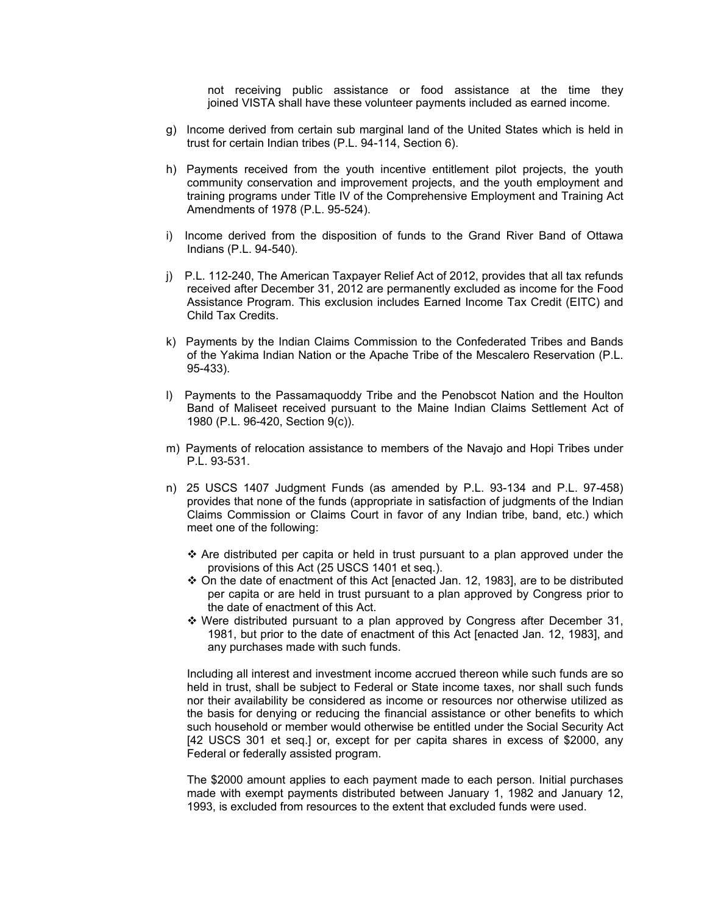not receiving public assistance or food assistance at the time they joined VISTA shall have these volunteer payments included as earned income.

g) Income derived from certain sub marginal land of the United States which is held in trust for certain Indian tribes (P.L. 94-114, Section 6).

h) Payments received from the youth incentive entitlement pilot projects, the youth community conservation and improvement projects, and the youth employment and training programs under Title IV of the Comprehensive Employment and Training Act Amendments of 1978 (P.L. 95-524).

i) Income derived from the disposition of funds to the Grand River Band of Ottawa Indians (P.L. 94-540).

j) P.L. 112-240, The American Taxpayer Relief Act of 2012, provides that all tax refunds received after December 31, 2012 are permanently excluded as income for the Food Assistance Program. This exclusion includes Earned Income Tax Credit (EITC) and Child Tax Credits.

k) Payments by the Indian Claims Commission to the Confederated Tribes and Bands of the Yakima Indian Nation or the Apache Tribe of the Mescalero Reservation (P.L. 95-433).

l) Payments to the Passamaquoddy Tribe and the Penobscot Nation and the Houlton Band of Maliseet received pursuant to the Maine Indian Claims Settlement Act of 1980 (P.L. 96-420, Section 9(c)).

m) Payments of relocation assistance to members of the Navajo and Hopi Tribes under P.L. 93-531.

n) 25 USCS 1407 Judgment Funds (as amended by P.L. 93-134 and P.L. 97-458) provides that none of the funds (appropriate in satisfaction of judgments of the Indian Claims Commission or Claims Court in favor of any Indian tribe, band, etc.) which meet one of the following:

   - ❖ Are distributed per capita or held in trust pursuant to a plan approved under the provisions of this Act (25 USCS 1401 et seq.).
   - ❖ On the date of enactment of this Act [enacted Jan. 12, 1983], are to be distributed per capita or are held in trust pursuant to a plan approved by Congress prior to the date of enactment of this Act.
   - ❖ Were distributed pursuant to a plan approved by Congress after December 31, 1981, but prior to the date of enactment of this Act [enacted Jan. 12, 1983], and any purchases made with such funds.

   Including all interest and investment income accrued thereon while such funds are so held in trust, shall be subject to Federal or State income taxes, nor shall such funds nor their availability be considered as income or resources nor otherwise utilized as the basis for denying or reducing the financial assistance or other benefits to which such household or member would otherwise be entitled under the Social Security Act [42 USCS 301 et seq.] or, except for per capita shares in excess of $2000, any Federal or federally assisted program.

   The $2000 amount applies to each payment made to each person. Initial purchases made with exempt payments distributed between January 1, 1982 and January 12, 1993, is excluded from resources to the extent that excluded funds were used.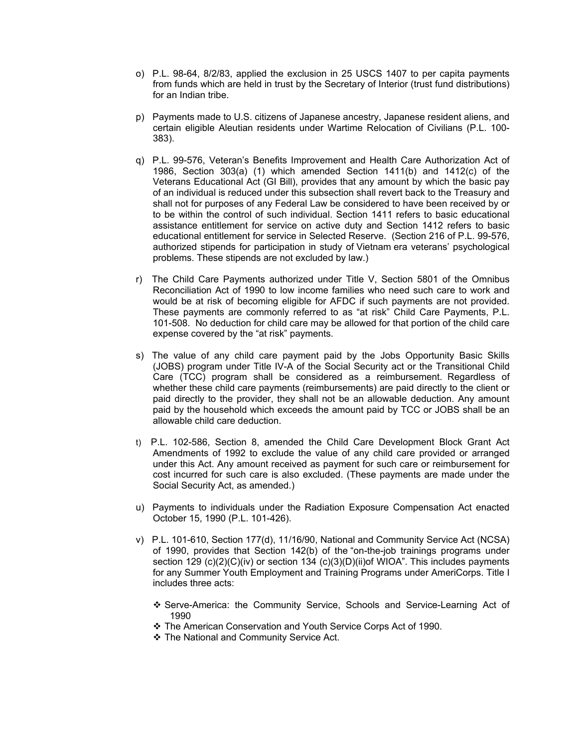o) P.L. 98-64, 8/2/83, applied the exclusion in 25 USCS 1407 to per capita payments from funds which are held in trust by the Secretary of Interior (trust fund distributions) for an Indian tribe.

p) Payments made to U.S. citizens of Japanese ancestry, Japanese resident aliens, and certain eligible Aleutian residents under Wartime Relocation of Civilians (P.L. 100-383).

q) P.L. 99-576, Veteran's Benefits Improvement and Health Care Authorization Act of 1986, Section 303(a) (1) which amended Section 1411(b) and 1412(c) of the Veterans Educational Act (GI Bill), provides that any amount by which the basic pay of an individual is reduced under this subsection shall revert back to the Treasury and shall not for purposes of any Federal Law be considered to have been received by or to be within the control of such individual. Section 1411 refers to basic educational assistance entitlement for service on active duty and Section 1412 refers to basic educational entitlement for service in Selected Reserve. (Section 216 of P.L. 99-576, authorized stipends for participation in study of Vietnam era veterans' psychological problems. These stipends are not excluded by law.)

r) The Child Care Payments authorized under Title V, Section 5801 of the Omnibus Reconciliation Act of 1990 to low income families who need such care to work and would be at risk of becoming eligible for AFDC if such payments are not provided. These payments are commonly referred to as "at risk" Child Care Payments, P.L. 101-508. No deduction for child care may be allowed for that portion of the child care expense covered by the "at risk" payments.

s) The value of any child care payment paid by the Jobs Opportunity Basic Skills (JOBS) program under Title IV-A of the Social Security act or the Transitional Child Care (TCC) program shall be considered as a reimbursement. Regardless of whether these child care payments (reimbursements) are paid directly to the client or paid directly to the provider, they shall not be an allowable deduction. Any amount paid by the household which exceeds the amount paid by TCC or JOBS shall be an allowable child care deduction.

t) P.L. 102-586, Section 8, amended the Child Care Development Block Grant Act Amendments of 1992 to exclude the value of any child care provided or arranged under this Act. Any amount received as payment for such care or reimbursement for cost incurred for such care is also excluded. (These payments are made under the Social Security Act, as amended.)

u) Payments to individuals under the Radiation Exposure Compensation Act enacted October 15, 1990 (P.L. 101-426).

v) P.L. 101-610, Section 177(d), 11/16/90, National and Community Service Act (NCSA) of 1990, provides that Section 142(b) of the "on-the-job trainings programs under section 129 (c)(2)(C)(iv) or section 134 (c)(3)(D)(ii)of WIOA". This includes payments for any Summer Youth Employment and Training Programs under AmeriCorps. Title I includes three acts:

- ❖ Serve-America: the Community Service, Schools and Service-Learning Act of 1990
- ❖ The American Conservation and Youth Service Corps Act of 1990.
- ❖ The National and Community Service Act.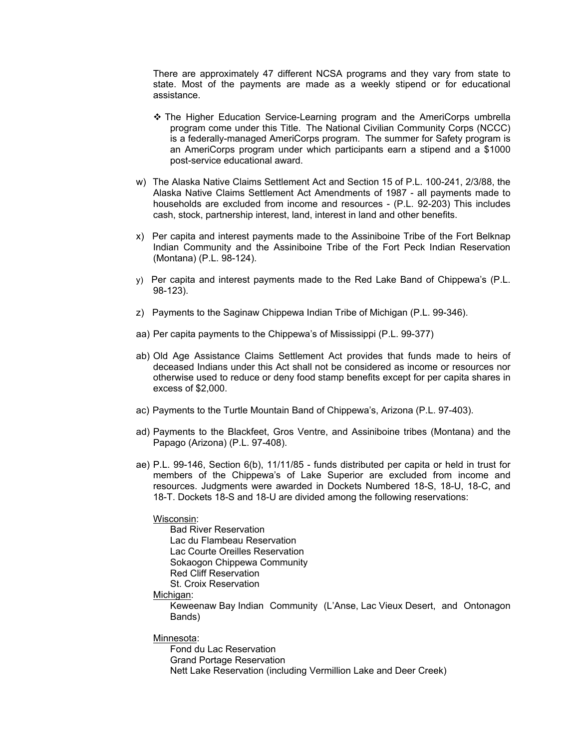There are approximately 47 different NCSA programs and they vary from state to state. Most of the payments are made as a weekly stipend or for educational assistance.

- ❖ The Higher Education Service-Learning program and the AmeriCorps umbrella program come under this Title. The National Civilian Community Corps (NCCC) is a federally-managed AmeriCorps program. The summer for Safety program is an AmeriCorps program under which participants earn a stipend and a $1000 post-service educational award.

w) The Alaska Native Claims Settlement Act and Section 15 of P.L. 100-241, 2/3/88, the Alaska Native Claims Settlement Act Amendments of 1987 - all payments made to households are excluded from income and resources - (P.L. 92-203) This includes cash, stock, partnership interest, land, interest in land and other benefits.

x) Per capita and interest payments made to the Assiniboine Tribe of the Fort Belknap Indian Community and the Assiniboine Tribe of the Fort Peck Indian Reservation (Montana) (P.L. 98-124).

y) Per capita and interest payments made to the Red Lake Band of Chippewa's (P.L. 98-123).

z) Payments to the Saginaw Chippewa Indian Tribe of Michigan (P.L. 99-346).

aa) Per capita payments to the Chippewa's of Mississippi (P.L. 99-377)

ab) Old Age Assistance Claims Settlement Act provides that funds made to heirs of deceased Indians under this Act shall not be considered as income or resources nor otherwise used to reduce or deny food stamp benefits except for per capita shares in excess of $2,000.

ac) Payments to the Turtle Mountain Band of Chippewa's, Arizona (P.L. 97-403).

ad) Payments to the Blackfeet, Gros Ventre, and Assiniboine tribes (Montana) and the Papago (Arizona) (P.L. 97-408).

ae) P.L. 99-146, Section 6(b), 11/11/85 - funds distributed per capita or held in trust for members of the Chippewa's of Lake Superior are excluded from income and resources. Judgments were awarded in Dockets Numbered 18-S, 18-U, 18-C, and 18-T. Dockets 18-S and 18-U are divided among the following reservations:

<u>Wisconsin</u>:
- Bad River Reservation
- Lac du Flambeau Reservation
- Lac Courte Oreilles Reservation
- Sokaogon Chippewa Community
- Red Cliff Reservation
- St. Croix Reservation

<u>Michigan</u>:
- Keweenaw Bay Indian Community (L'Anse, Lac Vieux Desert, and Ontonagon Bands)

<u>Minnesota</u>:
- Fond du Lac Reservation
- Grand Portage Reservation
- Nett Lake Reservation (including Vermillion Lake and Deer Creek)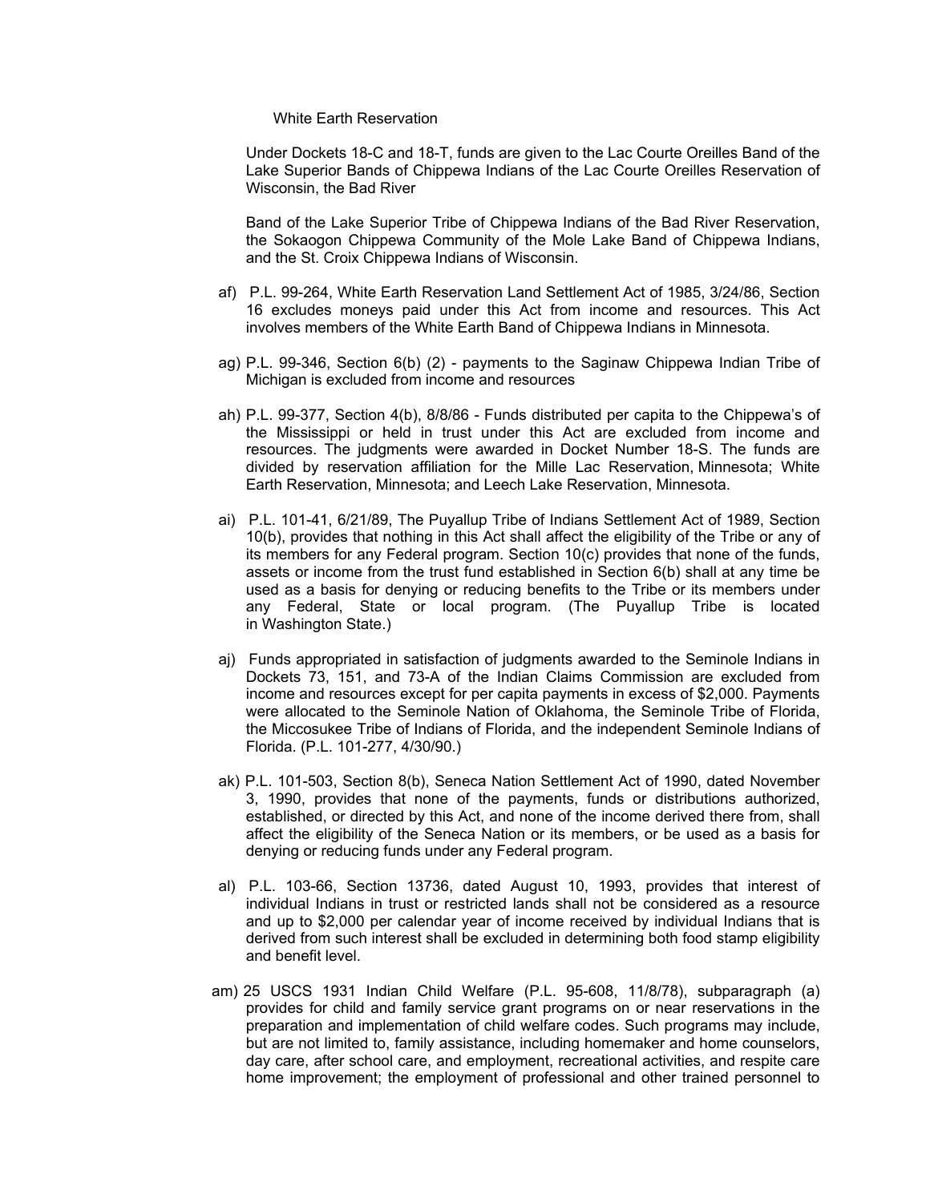White Earth Reservation

Under Dockets 18-C and 18-T, funds are given to the Lac Courte Oreilles Band of the Lake Superior Bands of Chippewa Indians of the Lac Courte Oreilles Reservation of Wisconsin, the Bad River

Band of the Lake Superior Tribe of Chippewa Indians of the Bad River Reservation, the Sokaogon Chippewa Community of the Mole Lake Band of Chippewa Indians, and the St. Croix Chippewa Indians of Wisconsin.

af) P.L. 99-264, White Earth Reservation Land Settlement Act of 1985, 3/24/86, Section 16 excludes moneys paid under this Act from income and resources. This Act involves members of the White Earth Band of Chippewa Indians in Minnesota.

ag) P.L. 99-346, Section 6(b) (2) - payments to the Saginaw Chippewa Indian Tribe of Michigan is excluded from income and resources

ah) P.L. 99-377, Section 4(b), 8/8/86 - Funds distributed per capita to the Chippewa's of the Mississippi or held in trust under this Act are excluded from income and resources. The judgments were awarded in Docket Number 18-S. The funds are divided by reservation affiliation for the Mille Lac Reservation, Minnesota; White Earth Reservation, Minnesota; and Leech Lake Reservation, Minnesota.

ai) P.L. 101-41, 6/21/89, The Puyallup Tribe of Indians Settlement Act of 1989, Section 10(b), provides that nothing in this Act shall affect the eligibility of the Tribe or any of its members for any Federal program. Section 10(c) provides that none of the funds, assets or income from the trust fund established in Section 6(b) shall at any time be used as a basis for denying or reducing benefits to the Tribe or its members under any Federal, State or local program. (The Puyallup Tribe is located in Washington State.)

aj) Funds appropriated in satisfaction of judgments awarded to the Seminole Indians in Dockets 73, 151, and 73-A of the Indian Claims Commission are excluded from income and resources except for per capita payments in excess of $2,000. Payments were allocated to the Seminole Nation of Oklahoma, the Seminole Tribe of Florida, the Miccosukee Tribe of Indians of Florida, and the independent Seminole Indians of Florida. (P.L. 101-277, 4/30/90.)

ak) P.L. 101-503, Section 8(b), Seneca Nation Settlement Act of 1990, dated November 3, 1990, provides that none of the payments, funds or distributions authorized, established, or directed by this Act, and none of the income derived there from, shall affect the eligibility of the Seneca Nation or its members, or be used as a basis for denying or reducing funds under any Federal program.

al) P.L. 103-66, Section 13736, dated August 10, 1993, provides that interest of individual Indians in trust or restricted lands shall not be considered as a resource and up to $2,000 per calendar year of income received by individual Indians that is derived from such interest shall be excluded in determining both food stamp eligibility and benefit level.

am) 25 USCS 1931 Indian Child Welfare (P.L. 95-608, 11/8/78), subparagraph (a) provides for child and family service grant programs on or near reservations in the preparation and implementation of child welfare codes. Such programs may include, but are not limited to, family assistance, including homemaker and home counselors, day care, after school care, and employment, recreational activities, and respite care home improvement; the employment of professional and other trained personnel to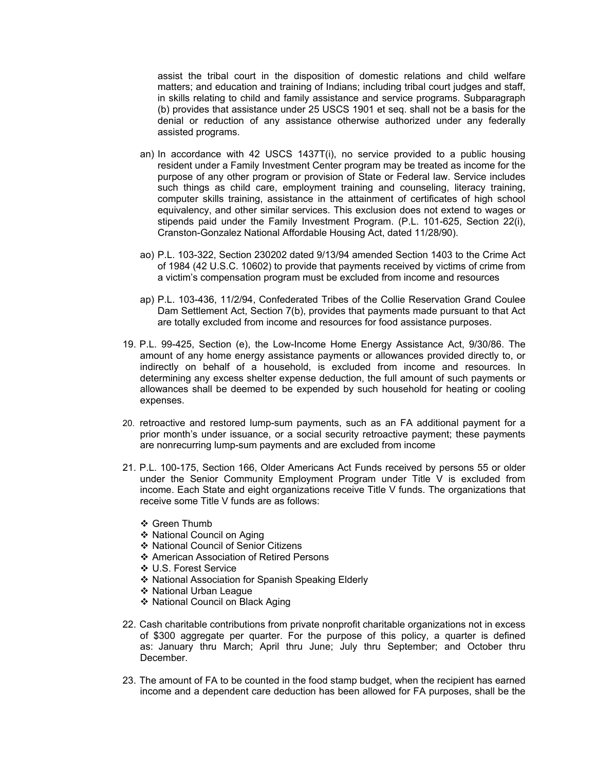assist the tribal court in the disposition of domestic relations and child welfare matters; and education and training of Indians; including tribal court judges and staff, in skills relating to child and family assistance and service programs. Subparagraph (b) provides that assistance under 25 USCS 1901 et seq. shall not be a basis for the denial or reduction of any assistance otherwise authorized under any federally assisted programs.

an) In accordance with 42 USCS 1437T(i), no service provided to a public housing resident under a Family Investment Center program may be treated as income for the purpose of any other program or provision of State or Federal law. Service includes such things as child care, employment training and counseling, literacy training, computer skills training, assistance in the attainment of certificates of high school equivalency, and other similar services. This exclusion does not extend to wages or stipends paid under the Family Investment Program. (P.L. 101-625, Section 22(i), Cranston-Gonzalez National Affordable Housing Act, dated 11/28/90).

ao) P.L. 103-322, Section 230202 dated 9/13/94 amended Section 1403 to the Crime Act of 1984 (42 U.S.C. 10602) to provide that payments received by victims of crime from a victim's compensation program must be excluded from income and resources

ap) P.L. 103-436, 11/2/94, Confederated Tribes of the Collie Reservation Grand Coulee Dam Settlement Act, Section 7(b), provides that payments made pursuant to that Act are totally excluded from income and resources for food assistance purposes.

19. P.L. 99-425, Section (e), the Low-Income Home Energy Assistance Act, 9/30/86. The amount of any home energy assistance payments or allowances provided directly to, or indirectly on behalf of a household, is excluded from income and resources. In determining any excess shelter expense deduction, the full amount of such payments or allowances shall be deemed to be expended by such household for heating or cooling expenses.

20. retroactive and restored lump-sum payments, such as an FA additional payment for a prior month's under issuance, or a social security retroactive payment; these payments are nonrecurring lump-sum payments and are excluded from income

21. P.L. 100-175, Section 166, Older Americans Act Funds received by persons 55 or older under the Senior Community Employment Program under Title V is excluded from income. Each State and eight organizations receive Title V funds. The organizations that receive some Title V funds are as follows:

    - Green Thumb
    - National Council on Aging
    - National Council of Senior Citizens
    - American Association of Retired Persons
    - U.S. Forest Service
    - National Association for Spanish Speaking Elderly
    - National Urban League
    - National Council on Black Aging

22. Cash charitable contributions from private nonprofit charitable organizations not in excess of $300 aggregate per quarter. For the purpose of this policy, a quarter is defined as: January thru March; April thru June; July thru September; and October thru December.

23. The amount of FA to be counted in the food stamp budget, when the recipient has earned income and a dependent care deduction has been allowed for FA purposes, shall be the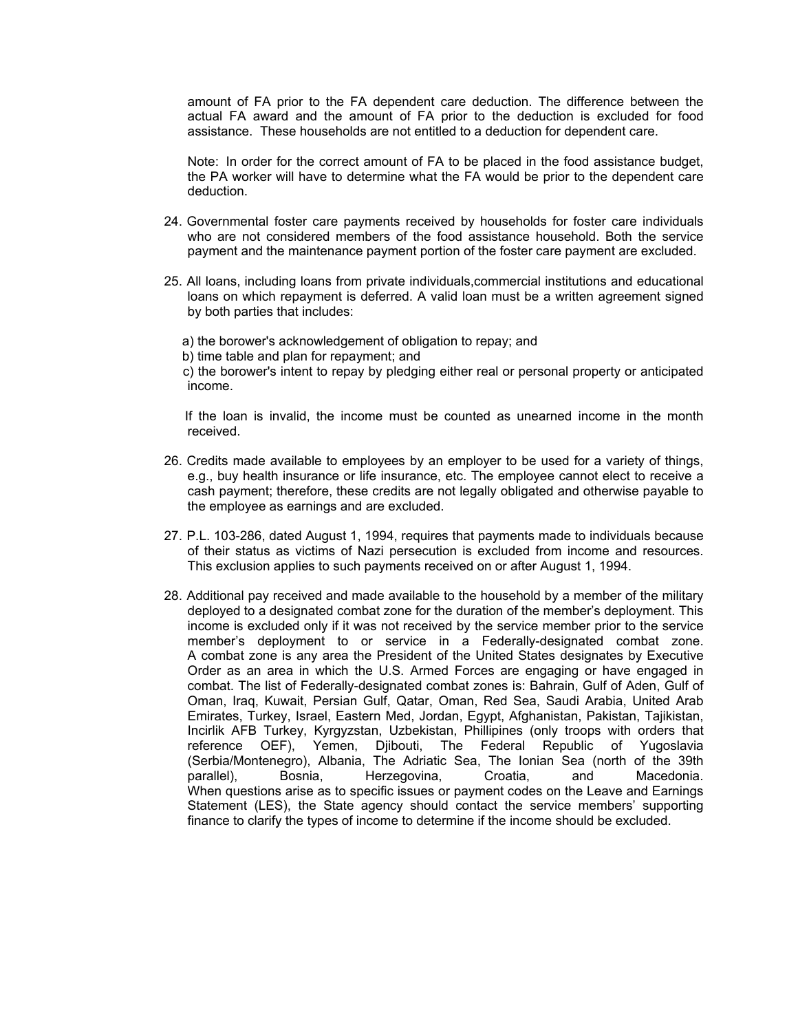amount of FA prior to the FA dependent care deduction. The difference between the actual FA award and the amount of FA prior to the deduction is excluded for food assistance. These households are not entitled to a deduction for dependent care.

Note: In order for the correct amount of FA to be placed in the food assistance budget, the PA worker will have to determine what the FA would be prior to the dependent care deduction.

24. Governmental foster care payments received by households for foster care individuals who are not considered members of the food assistance household. Both the service payment and the maintenance payment portion of the foster care payment are excluded.

25. All loans, including loans from private individuals,commercial institutions and educational loans on which repayment is deferred. A valid loan must be a written agreement signed by both parties that includes:

    a) the borower's acknowledgement of obligation to repay; and
    b) time table and plan for repayment; and
    c) the borower's intent to repay by pledging either real or personal property or anticipated income.

    If the loan is invalid, the income must be counted as unearned income in the month received.

26. Credits made available to employees by an employer to be used for a variety of things, e.g., buy health insurance or life insurance, etc. The employee cannot elect to receive a cash payment; therefore, these credits are not legally obligated and otherwise payable to the employee as earnings and are excluded.

27. P.L. 103-286, dated August 1, 1994, requires that payments made to individuals because of their status as victims of Nazi persecution is excluded from income and resources. This exclusion applies to such payments received on or after August 1, 1994.

28. Additional pay received and made available to the household by a member of the military deployed to a designated combat zone for the duration of the member's deployment. This income is excluded only if it was not received by the service member prior to the service member's deployment to or service in a Federally-designated combat zone. A combat zone is any area the President of the United States designates by Executive Order as an area in which the U.S. Armed Forces are engaging or have engaged in combat. The list of Federally-designated combat zones is: Bahrain, Gulf of Aden, Gulf of Oman, Iraq, Kuwait, Persian Gulf, Qatar, Oman, Red Sea, Saudi Arabia, United Arab Emirates, Turkey, Israel, Eastern Med, Jordan, Egypt, Afghanistan, Pakistan, Tajikistan, Incirlik AFB Turkey, Kyrgyzstan, Uzbekistan, Phillipines (only troops with orders that reference OEF), Yemen, Djibouti, The Federal Republic of Yugoslavia (Serbia/Montenegro), Albania, The Adriatic Sea, The Ionian Sea (north of the 39th parallel), Bosnia, Herzegovina, Croatia, and Macedonia. When questions arise as to specific issues or payment codes on the Leave and Earnings Statement (LES), the State agency should contact the service members' supporting finance to clarify the types of income to determine if the income should be excluded.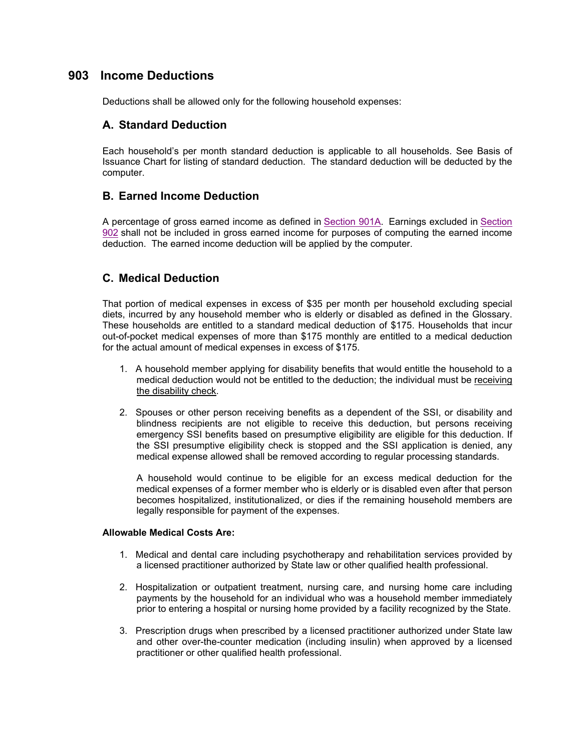# 903 Income Deductions

Deductions shall be allowed only for the following household expenses:

## A. Standard Deduction

Each household's per month standard deduction is applicable to all households. See Basis of Issuance Chart for listing of standard deduction. The standard deduction will be deducted by the computer.

## B. Earned Income Deduction

A percentage of gross earned income as defined in Section 901A. Earnings excluded in Section 902 shall not be included in gross earned income for purposes of computing the earned income deduction. The earned income deduction will be applied by the computer.

## C. Medical Deduction

That portion of medical expenses in excess of $35 per month per household excluding special diets, incurred by any household member who is elderly or disabled as defined in the Glossary. These households are entitled to a standard medical deduction of $175. Households that incur out-of-pocket medical expenses of more than $175 monthly are entitled to a medical deduction for the actual amount of medical expenses in excess of $175.

1. A household member applying for disability benefits that would entitle the household to a medical deduction would not be entitled to the deduction; the individual must be receiving the disability check.

2. Spouses or other person receiving benefits as a dependent of the SSI, or disability and blindness recipients are not eligible to receive this deduction, but persons receiving emergency SSI benefits based on presumptive eligibility are eligible for this deduction. If the SSI presumptive eligibility check is stopped and the SSI application is denied, any medical expense allowed shall be removed according to regular processing standards.

   A household would continue to be eligible for an excess medical deduction for the medical expenses of a former member who is elderly or is disabled even after that person becomes hospitalized, institutionalized, or dies if the remaining household members are legally responsible for payment of the expenses.

**Allowable Medical Costs Are:**

1. Medical and dental care including psychotherapy and rehabilitation services provided by a licensed practitioner authorized by State law or other qualified health professional.

2. Hospitalization or outpatient treatment, nursing care, and nursing home care including payments by the household for an individual who was a household member immediately prior to entering a hospital or nursing home provided by a facility recognized by the State.

3. Prescription drugs when prescribed by a licensed practitioner authorized under State law and other over-the-counter medication (including insulin) when approved by a licensed practitioner or other qualified health professional.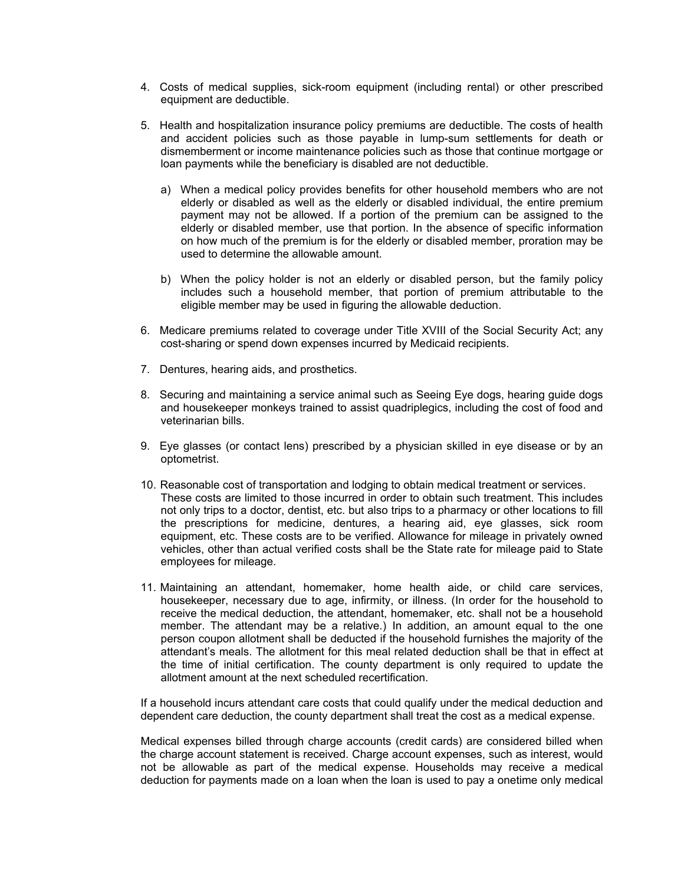4. Costs of medical supplies, sick-room equipment (including rental) or other prescribed equipment are deductible.

5. Health and hospitalization insurance policy premiums are deductible. The costs of health and accident policies such as those payable in lump-sum settlements for death or dismemberment or income maintenance policies such as those that continue mortgage or loan payments while the beneficiary is disabled are not deductible.

   a) When a medical policy provides benefits for other household members who are not elderly or disabled as well as the elderly or disabled individual, the entire premium payment may not be allowed. If a portion of the premium can be assigned to the elderly or disabled member, use that portion. In the absence of specific information on how much of the premium is for the elderly or disabled member, proration may be used to determine the allowable amount.

   b) When the policy holder is not an elderly or disabled person, but the family policy includes such a household member, that portion of premium attributable to the eligible member may be used in figuring the allowable deduction.

6. Medicare premiums related to coverage under Title XVIII of the Social Security Act; any cost-sharing or spend down expenses incurred by Medicaid recipients.

7. Dentures, hearing aids, and prosthetics.

8. Securing and maintaining a service animal such as Seeing Eye dogs, hearing guide dogs and housekeeper monkeys trained to assist quadriplegics, including the cost of food and veterinarian bills.

9. Eye glasses (or contact lens) prescribed by a physician skilled in eye disease or by an optometrist.

10. Reasonable cost of transportation and lodging to obtain medical treatment or services. These costs are limited to those incurred in order to obtain such treatment. This includes not only trips to a doctor, dentist, etc. but also trips to a pharmacy or other locations to fill the prescriptions for medicine, dentures, a hearing aid, eye glasses, sick room equipment, etc. These costs are to be verified. Allowance for mileage in privately owned vehicles, other than actual verified costs shall be the State rate for mileage paid to State employees for mileage.

11. Maintaining an attendant, homemaker, home health aide, or child care services, housekeeper, necessary due to age, infirmity, or illness. (In order for the household to receive the medical deduction, the attendant, homemaker, etc. shall not be a household member. The attendant may be a relative.) In addition, an amount equal to the one person coupon allotment shall be deducted if the household furnishes the majority of the attendant's meals. The allotment for this meal related deduction shall be that in effect at the time of initial certification. The county department is only required to update the allotment amount at the next scheduled recertification.

If a household incurs attendant care costs that could qualify under the medical deduction and dependent care deduction, the county department shall treat the cost as a medical expense.

Medical expenses billed through charge accounts (credit cards) are considered billed when the charge account statement is received. Charge account expenses, such as interest, would not be allowable as part of the medical expense. Households may receive a medical deduction for payments made on a loan when the loan is used to pay a onetime only medical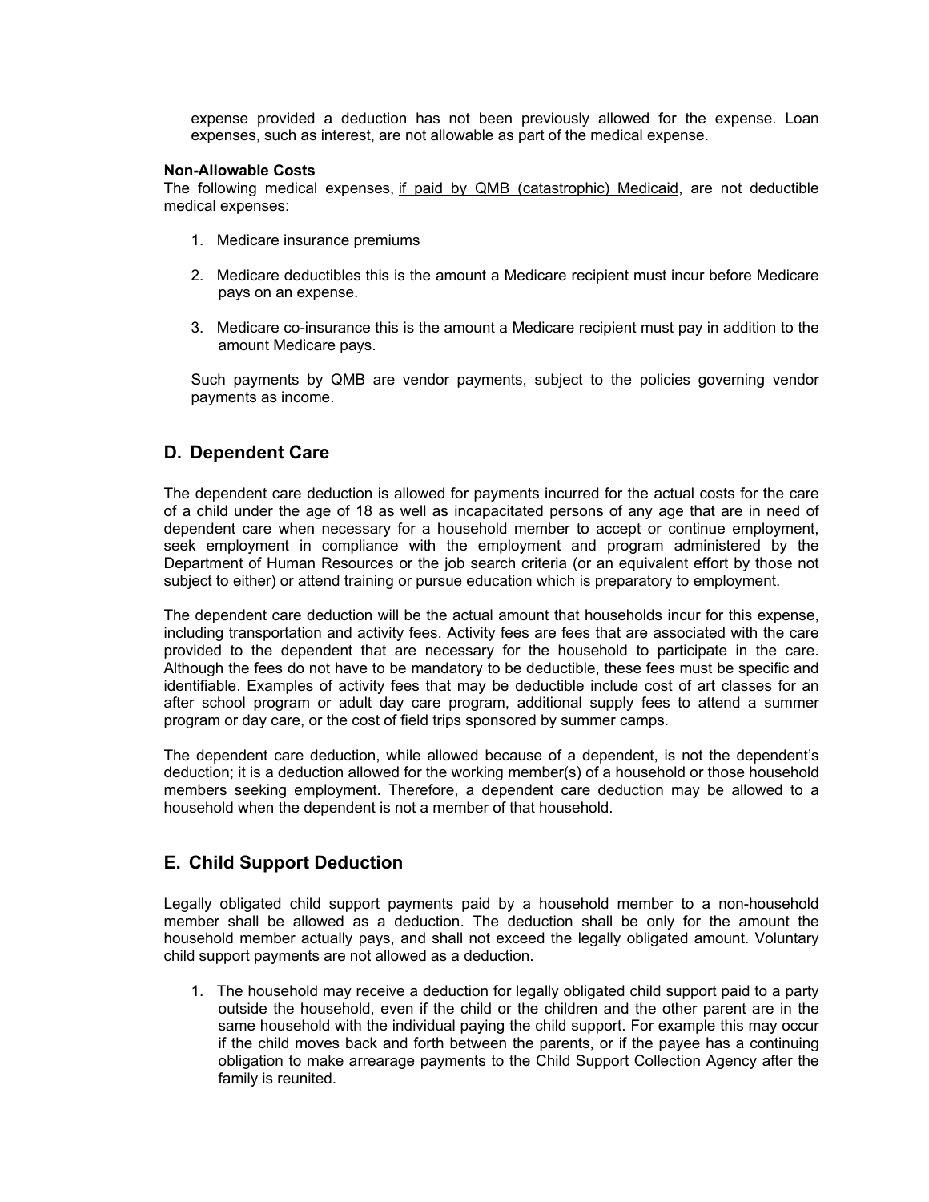expense provided a deduction has not been previously allowed for the expense. Loan expenses, such as interest, are not allowable as part of the medical expense.

**Non-Allowable Costs**

The following medical expenses, if paid by QMB (catastrophic) Medicaid, are not deductible medical expenses:

1. Medicare insurance premiums

2. Medicare deductibles this is the amount a Medicare recipient must incur before Medicare pays on an expense.

3. Medicare co-insurance this is the amount a Medicare recipient must pay in addition to the amount Medicare pays.

Such payments by QMB are vendor payments, subject to the policies governing vendor payments as income.

## D. Dependent Care

The dependent care deduction is allowed for payments incurred for the actual costs for the care of a child under the age of 18 as well as incapacitated persons of any age that are in need of dependent care when necessary for a household member to accept or continue employment, seek employment in compliance with the employment and program administered by the Department of Human Resources or the job search criteria (or an equivalent effort by those not subject to either) or attend training or pursue education which is preparatory to employment.

The dependent care deduction will be the actual amount that households incur for this expense, including transportation and activity fees. Activity fees are fees that are associated with the care provided to the dependent that are necessary for the household to participate in the care. Although the fees do not have to be mandatory to be deductible, these fees must be specific and identifiable. Examples of activity fees that may be deductible include cost of art classes for an after school program or adult day care program, additional supply fees to attend a summer program or day care, or the cost of field trips sponsored by summer camps.

The dependent care deduction, while allowed because of a dependent, is not the dependent's deduction; it is a deduction allowed for the working member(s) of a household or those household members seeking employment. Therefore, a dependent care deduction may be allowed to a household when the dependent is not a member of that household.

## E. Child Support Deduction

Legally obligated child support payments paid by a household member to a non-household member shall be allowed as a deduction. The deduction shall be only for the amount the household member actually pays, and shall not exceed the legally obligated amount. Voluntary child support payments are not allowed as a deduction.

1. The household may receive a deduction for legally obligated child support paid to a party outside the household, even if the child or the children and the other parent are in the same household with the individual paying the child support. For example this may occur if the child moves back and forth between the parents, or if the payee has a continuing obligation to make arrearage payments to the Child Support Collection Agency after the family is reunited.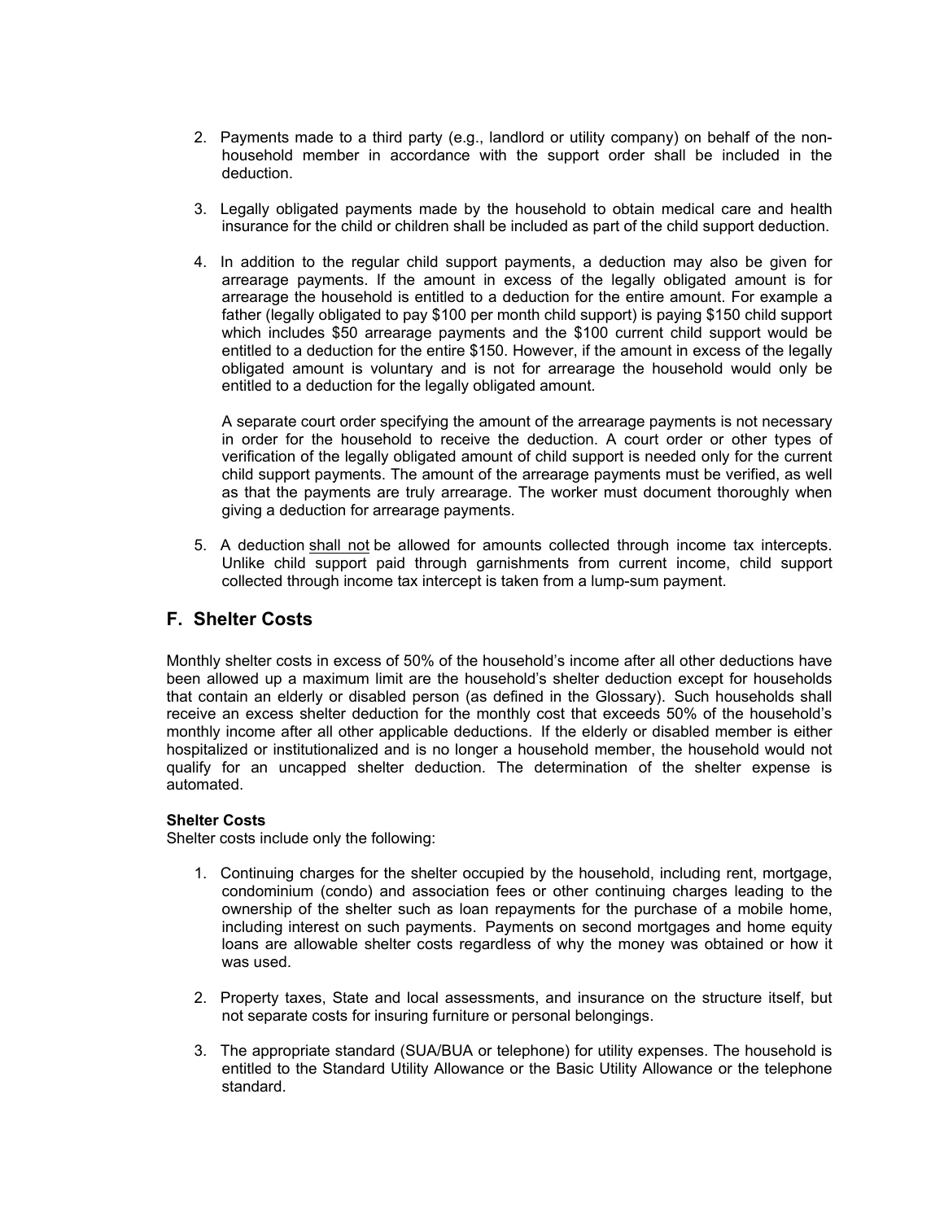2. Payments made to a third party (e.g., landlord or utility company) on behalf of the non-household member in accordance with the support order shall be included in the deduction.

3. Legally obligated payments made by the household to obtain medical care and health insurance for the child or children shall be included as part of the child support deduction.

4. In addition to the regular child support payments, a deduction may also be given for arrearage payments. If the amount in excess of the legally obligated amount is for arrearage the household is entitled to a deduction for the entire amount. For example a father (legally obligated to pay $100 per month child support) is paying $150 child support which includes $50 arrearage payments and the $100 current child support would be entitled to a deduction for the entire $150. However, if the amount in excess of the legally obligated amount is voluntary and is not for arrearage the household would only be entitled to a deduction for the legally obligated amount.

   A separate court order specifying the amount of the arrearage payments is not necessary in order for the household to receive the deduction. A court order or other types of verification of the legally obligated amount of child support is needed only for the current child support payments. The amount of the arrearage payments must be verified, as well as that the payments are truly arrearage. The worker must document thoroughly when giving a deduction for arrearage payments.

5. A deduction shall not be allowed for amounts collected through income tax intercepts. Unlike child support paid through garnishments from current income, child support collected through income tax intercept is taken from a lump-sum payment.

## F. Shelter Costs

Monthly shelter costs in excess of 50% of the household's income after all other deductions have been allowed up a maximum limit are the household's shelter deduction except for households that contain an elderly or disabled person (as defined in the Glossary). Such households shall receive an excess shelter deduction for the monthly cost that exceeds 50% of the household's monthly income after all other applicable deductions. If the elderly or disabled member is either hospitalized or institutionalized and is no longer a household member, the household would not qualify for an uncapped shelter deduction. The determination of the shelter expense is automated.

**Shelter Costs**

Shelter costs include only the following:

1. Continuing charges for the shelter occupied by the household, including rent, mortgage, condominium (condo) and association fees or other continuing charges leading to the ownership of the shelter such as loan repayments for the purchase of a mobile home, including interest on such payments. Payments on second mortgages and home equity loans are allowable shelter costs regardless of why the money was obtained or how it was used.

2. Property taxes, State and local assessments, and insurance on the structure itself, but not separate costs for insuring furniture or personal belongings.

3. The appropriate standard (SUA/BUA or telephone) for utility expenses. The household is entitled to the Standard Utility Allowance or the Basic Utility Allowance or the telephone standard.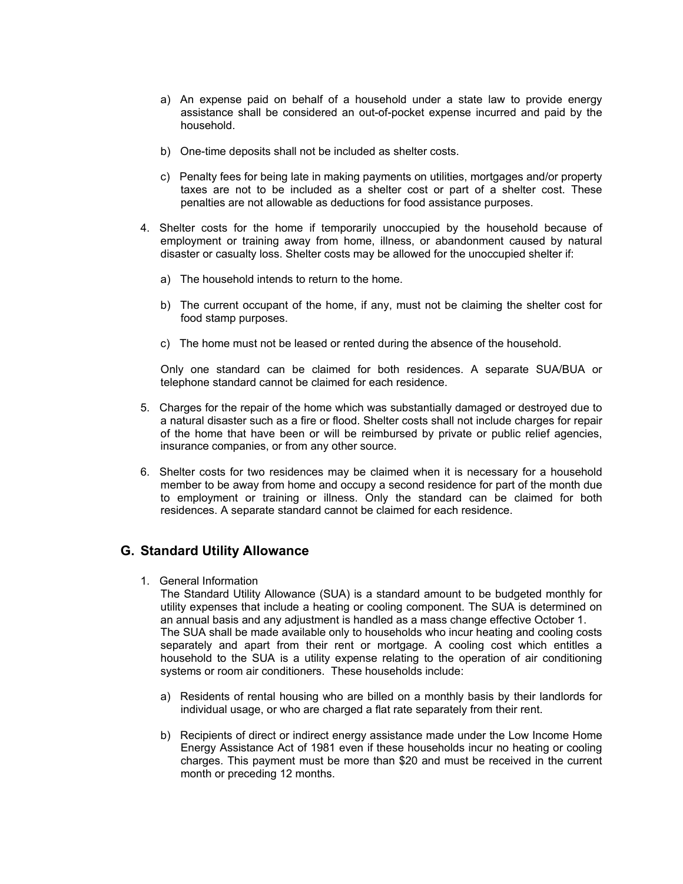a) An expense paid on behalf of a household under a state law to provide energy assistance shall be considered an out-of-pocket expense incurred and paid by the household.

b) One-time deposits shall not be included as shelter costs.

c) Penalty fees for being late in making payments on utilities, mortgages and/or property taxes are not to be included as a shelter cost or part of a shelter cost. These penalties are not allowable as deductions for food assistance purposes.

4. Shelter costs for the home if temporarily unoccupied by the household because of employment or training away from home, illness, or abandonment caused by natural disaster or casualty loss. Shelter costs may be allowed for the unoccupied shelter if:

   a) The household intends to return to the home.

   b) The current occupant of the home, if any, must not be claiming the shelter cost for food stamp purposes.

   c) The home must not be leased or rented during the absence of the household.

   Only one standard can be claimed for both residences. A separate SUA/BUA or telephone standard cannot be claimed for each residence.

5. Charges for the repair of the home which was substantially damaged or destroyed due to a natural disaster such as a fire or flood. Shelter costs shall not include charges for repair of the home that have been or will be reimbursed by private or public relief agencies, insurance companies, or from any other source.

6. Shelter costs for two residences may be claimed when it is necessary for a household member to be away from home and occupy a second residence for part of the month due to employment or training or illness. Only the standard can be claimed for both residences. A separate standard cannot be claimed for each residence.

## G. Standard Utility Allowance

1. General Information
   The Standard Utility Allowance (SUA) is a standard amount to be budgeted monthly for utility expenses that include a heating or cooling component. The SUA is determined on an annual basis and any adjustment is handled as a mass change effective October 1. The SUA shall be made available only to households who incur heating and cooling costs separately and apart from their rent or mortgage. A cooling cost which entitles a household to the SUA is a utility expense relating to the operation of air conditioning systems or room air conditioners. These households include:

   a) Residents of rental housing who are billed on a monthly basis by their landlords for individual usage, or who are charged a flat rate separately from their rent.

   b) Recipients of direct or indirect energy assistance made under the Low Income Home Energy Assistance Act of 1981 even if these households incur no heating or cooling charges. This payment must be more than $20 and must be received in the current month or preceding 12 months.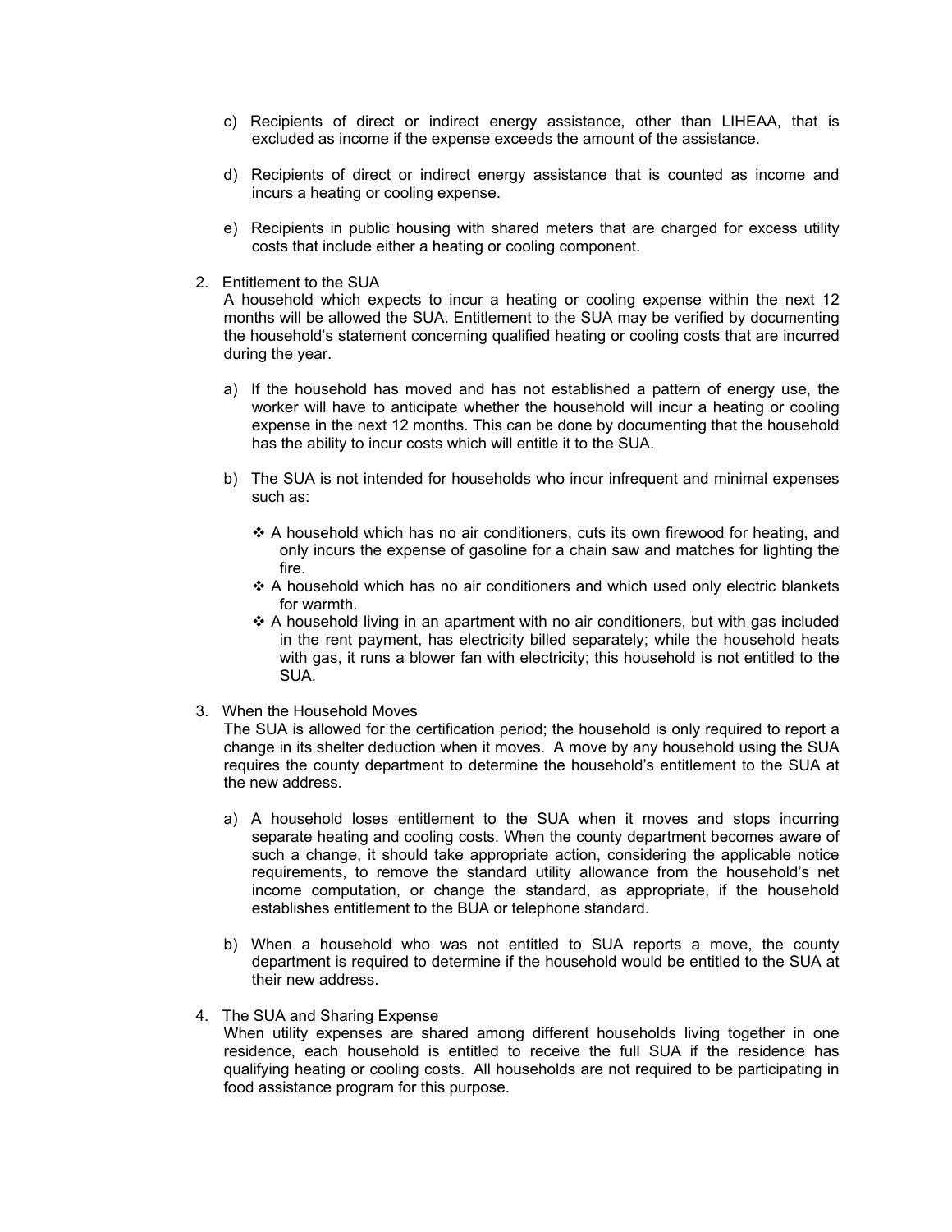c) Recipients of direct or indirect energy assistance, other than LIHEAA, that is excluded as income if the expense exceeds the amount of the assistance.

d) Recipients of direct or indirect energy assistance that is counted as income and incurs a heating or cooling expense.

e) Recipients in public housing with shared meters that are charged for excess utility costs that include either a heating or cooling component.

2. Entitlement to the SUA
   A household which expects to incur a heating or cooling expense within the next 12 months will be allowed the SUA. Entitlement to the SUA may be verified by documenting the household's statement concerning qualified heating or cooling costs that are incurred during the year.

   a) If the household has moved and has not established a pattern of energy use, the worker will have to anticipate whether the household will incur a heating or cooling expense in the next 12 months. This can be done by documenting that the household has the ability to incur costs which will entitle it to the SUA.

   b) The SUA is not intended for households who incur infrequent and minimal expenses such as:

      - ❖ A household which has no air conditioners, cuts its own firewood for heating, and only incurs the expense of gasoline for a chain saw and matches for lighting the fire.
      - ❖ A household which has no air conditioners and which used only electric blankets for warmth.
      - ❖ A household living in an apartment with no air conditioners, but with gas included in the rent payment, has electricity billed separately; while the household heats with gas, it runs a blower fan with electricity; this household is not entitled to the SUA.

3. When the Household Moves
   The SUA is allowed for the certification period; the household is only required to report a change in its shelter deduction when it moves. A move by any household using the SUA requires the county department to determine the household's entitlement to the SUA at the new address.

   a) A household loses entitlement to the SUA when it moves and stops incurring separate heating and cooling costs. When the county department becomes aware of such a change, it should take appropriate action, considering the applicable notice requirements, to remove the standard utility allowance from the household's net income computation, or change the standard, as appropriate, if the household establishes entitlement to the BUA or telephone standard.

   b) When a household who was not entitled to SUA reports a move, the county department is required to determine if the household would be entitled to the SUA at their new address.

4. The SUA and Sharing Expense
   When utility expenses are shared among different households living together in one residence, each household is entitled to receive the full SUA if the residence has qualifying heating or cooling costs. All households are not required to be participating in food assistance program for this purpose.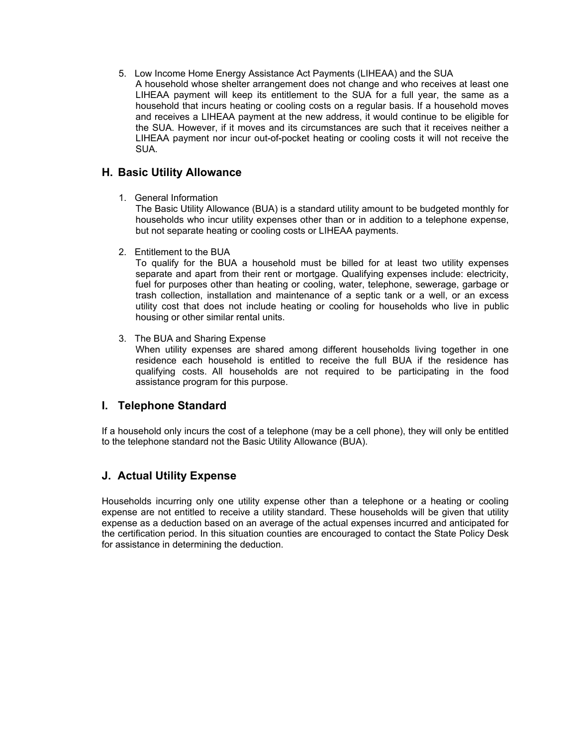5. Low Income Home Energy Assistance Act Payments (LIHEAA) and the SUA
   A household whose shelter arrangement does not change and who receives at least one LIHEAA payment will keep its entitlement to the SUA for a full year, the same as a household that incurs heating or cooling costs on a regular basis. If a household moves and receives a LIHEAA payment at the new address, it would continue to be eligible for the SUA. However, if it moves and its circumstances are such that it receives neither a LIHEAA payment nor incur out-of-pocket heating or cooling costs it will not receive the SUA.

## H. Basic Utility Allowance

1. General Information
   The Basic Utility Allowance (BUA) is a standard utility amount to be budgeted monthly for households who incur utility expenses other than or in addition to a telephone expense, but not separate heating or cooling costs or LIHEAA payments.

2. Entitlement to the BUA
   To qualify for the BUA a household must be billed for at least two utility expenses separate and apart from their rent or mortgage. Qualifying expenses include: electricity, fuel for purposes other than heating or cooling, water, telephone, sewerage, garbage or trash collection, installation and maintenance of a septic tank or a well, or an excess utility cost that does not include heating or cooling for households who live in public housing or other similar rental units.

3. The BUA and Sharing Expense
   When utility expenses are shared among different households living together in one residence each household is entitled to receive the full BUA if the residence has qualifying costs. All households are not required to be participating in the food assistance program for this purpose.

## I. Telephone Standard

If a household only incurs the cost of a telephone (may be a cell phone), they will only be entitled to the telephone standard not the Basic Utility Allowance (BUA).

## J. Actual Utility Expense

Households incurring only one utility expense other than a telephone or a heating or cooling expense are not entitled to receive a utility standard. These households will be given that utility expense as a deduction based on an average of the actual expenses incurred and anticipated for the certification period. In this situation counties are encouraged to contact the State Policy Desk for assistance in determining the deduction.